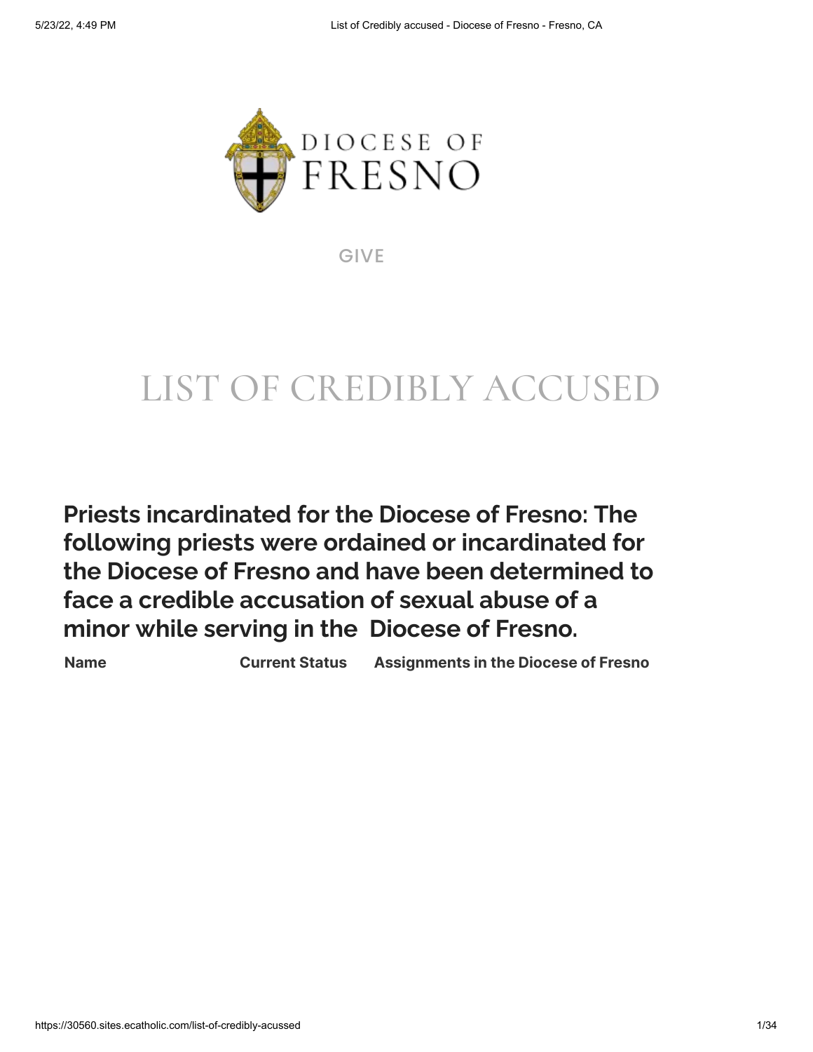DIOCESE OF FRESNO

GIVE

# LIST OF CREDIBLY ACCUSED

## Priests incardinated for the Diocese of Fresno: The following priests were ordained or incardinated for the Diocese of Fresno and have been determined to face a credible accusation of sexual abuse of a minor while serving in the Diocese of Fresno.

| Name | Current Status | Assignments in the Diocese of Fresno |
|---|---|---|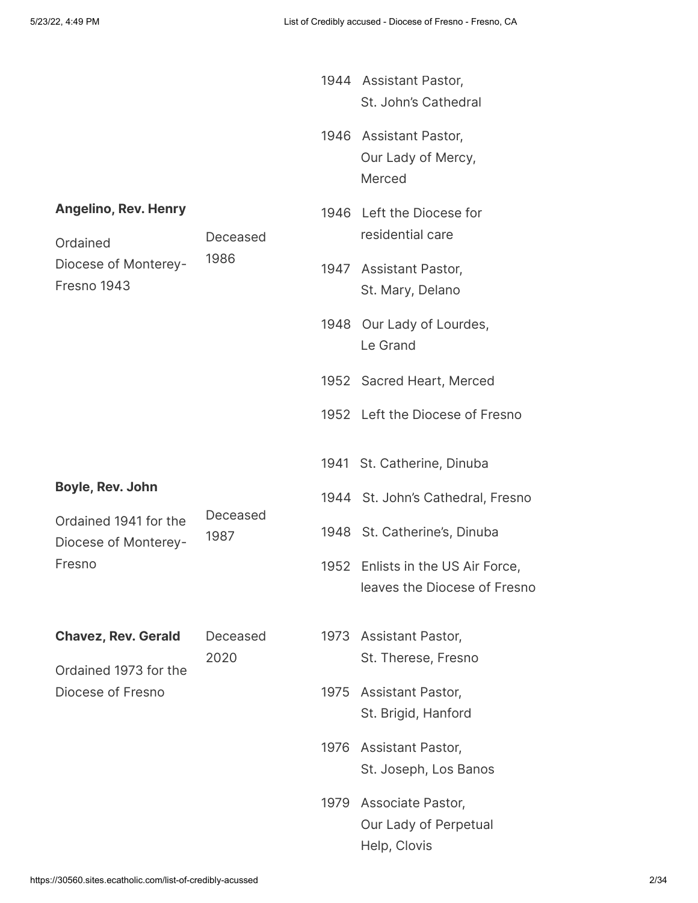| Name | Status | Assignments |
|---|---|---|
| | | 1944 Assistant Pastor, St. John's Cathedral |
| | | 1946 Assistant Pastor, Our Lady of Mercy, Merced |
| **Angelino, Rev. Henry** Ordained Diocese of Monterey-Fresno 1943 | Deceased 1986 | 1946 Left the Diocese for residential care |
| | | 1947 Assistant Pastor, St. Mary, Delano |
| | | 1948 Our Lady of Lourdes, Le Grand |
| | | 1952 Sacred Heart, Merced |
| | | 1952 Left the Diocese of Fresno |
| **Boyle, Rev. John** Ordained 1941 for the Diocese of Monterey-Fresno | Deceased 1987 | 1941 St. Catherine, Dinuba |
| | | 1944 St. John's Cathedral, Fresno |
| | | 1948 St. Catherine's, Dinuba |
| | | 1952 Enlists in the US Air Force, leaves the Diocese of Fresno |
| **Chavez, Rev. Gerald** Ordained 1973 for the Diocese of Fresno | Deceased 2020 | 1973 Assistant Pastor, St. Therese, Fresno |
| | | 1975 Assistant Pastor, St. Brigid, Hanford |
| | | 1976 Assistant Pastor, St. Joseph, Los Banos |
| | | 1979 Associate Pastor, Our Lady of Perpetual Help, Clovis |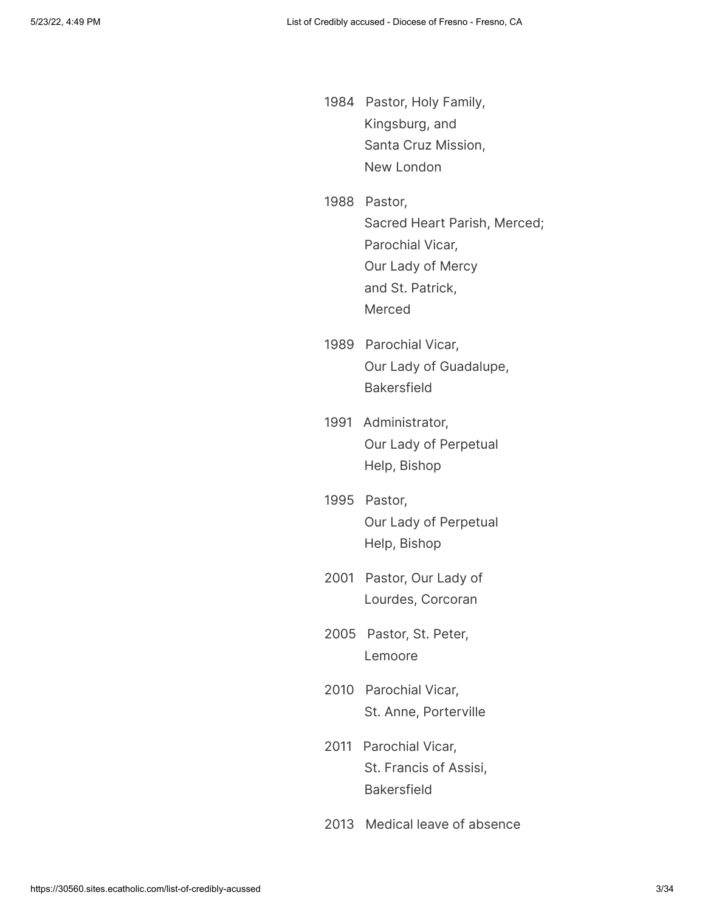1984 Pastor, Holy Family, Kingsburg, and Santa Cruz Mission, New London

1988 Pastor, Sacred Heart Parish, Merced; Parochial Vicar, Our Lady of Mercy and St. Patrick, Merced

1989 Parochial Vicar, Our Lady of Guadalupe, Bakersfield

1991 Administrator, Our Lady of Perpetual Help, Bishop

1995 Pastor, Our Lady of Perpetual Help, Bishop

2001 Pastor, Our Lady of Lourdes, Corcoran

2005 Pastor, St. Peter, Lemoore

2010 Parochial Vicar, St. Anne, Porterville

2011 Parochial Vicar, St. Francis of Assisi, Bakersfield

2013 Medical leave of absence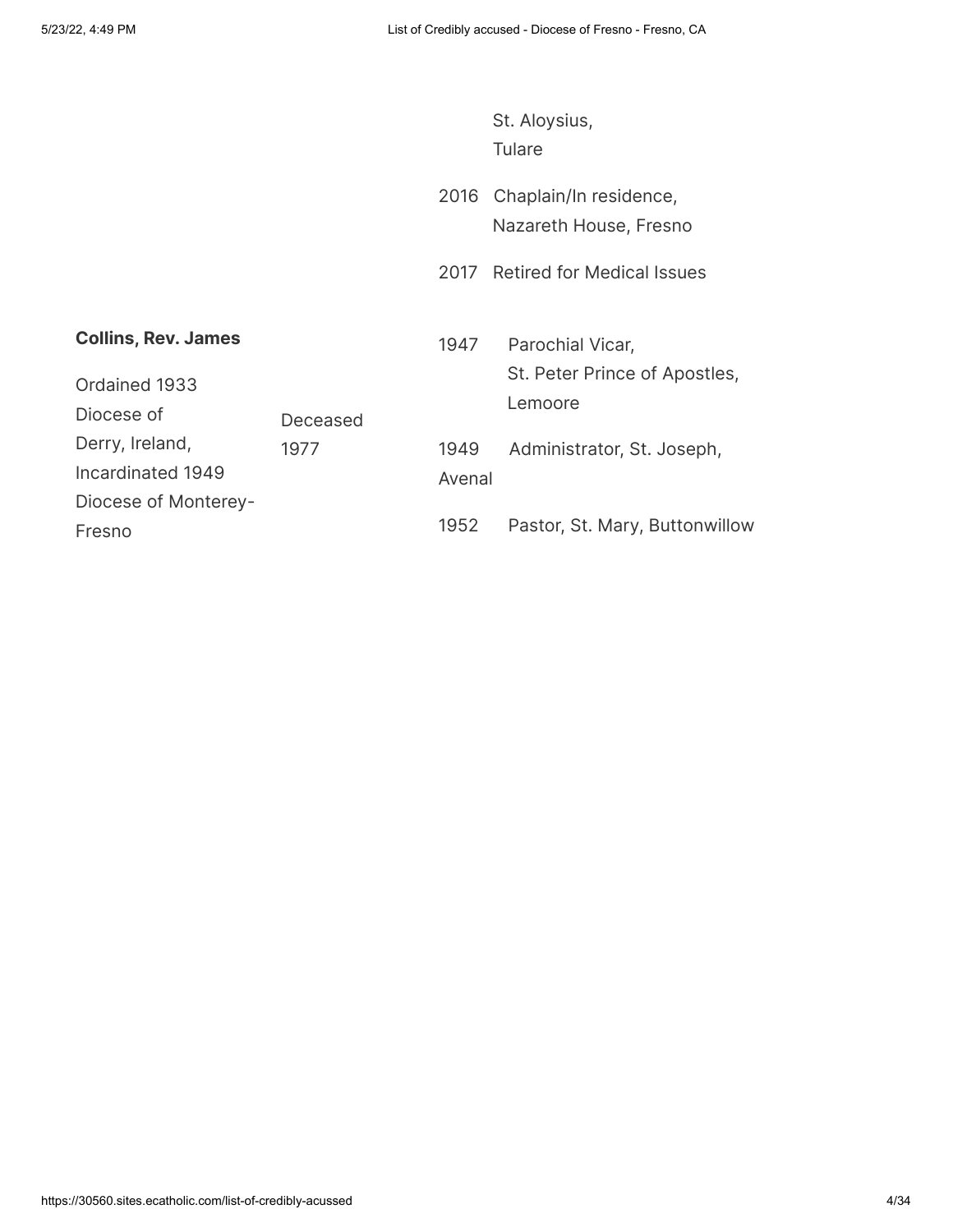| | | | |
|---|---|---|---|
| | | | St. Aloysius, Tulare |
| | | 2016 | Chaplain/In residence, Nazareth House, Fresno |
| | | 2017 | Retired for Medical Issues |
| **Collins, Rev. James**<br><br>Ordained 1933 Diocese of Derry, Ireland, Incardinated 1949 Diocese of Monterey-Fresno | Deceased 1977 | 1947 | Parochial Vicar, St. Peter Prince of Apostles, Lemoore |
| | | 1949 | Administrator, St. Joseph, Avenal |
| | | 1952 | Pastor, St. Mary, Buttonwillow |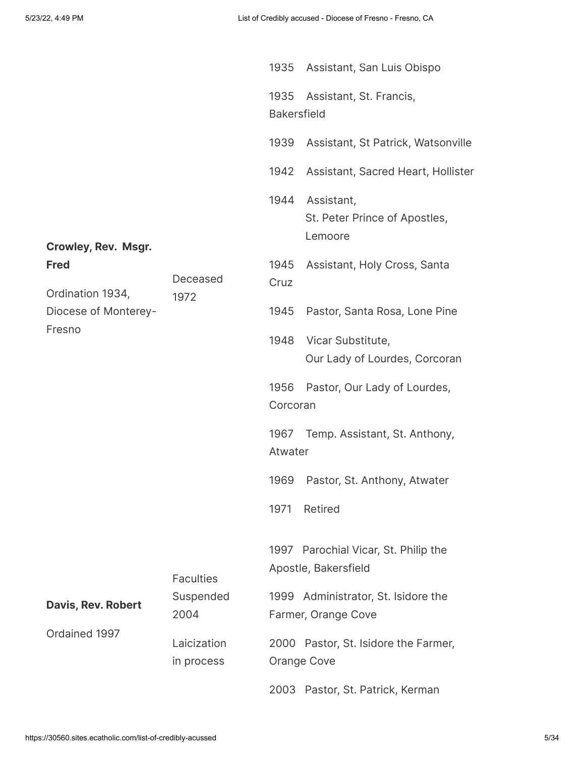| | | |
|---|---|---|
| **Crowley, Rev. Msgr. Fred**<br><br>Ordination 1934, Diocese of Monterey-Fresno | Deceased 1972 | 1935 Assistant, San Luis Obispo<br><br>1935 Assistant, St. Francis, Bakersfield<br><br>1939 Assistant, St Patrick, Watsonville<br><br>1942 Assistant, Sacred Heart, Hollister<br><br>1944 Assistant, St. Peter Prince of Apostles, Lemoore<br><br>1945 Assistant, Holy Cross, Santa Cruz<br><br>1945 Pastor, Santa Rosa, Lone Pine<br><br>1948 Vicar Substitute, Our Lady of Lourdes, Corcoran<br><br>1956 Pastor, Our Lady of Lourdes, Corcoran<br><br>1967 Temp. Assistant, St. Anthony, Atwater<br><br>1969 Pastor, St. Anthony, Atwater<br><br>1971 Retired |
| **Davis, Rev. Robert**<br><br>Ordained 1997 | Faculties Suspended 2004<br><br>Laicization in process | 1997 Parochial Vicar, St. Philip the Apostle, Bakersfield<br><br>1999 Administrator, St. Isidore the Farmer, Orange Cove<br><br>2000 Pastor, St. Isidore the Farmer, Orange Cove<br><br>2003 Pastor, St. Patrick, Kerman |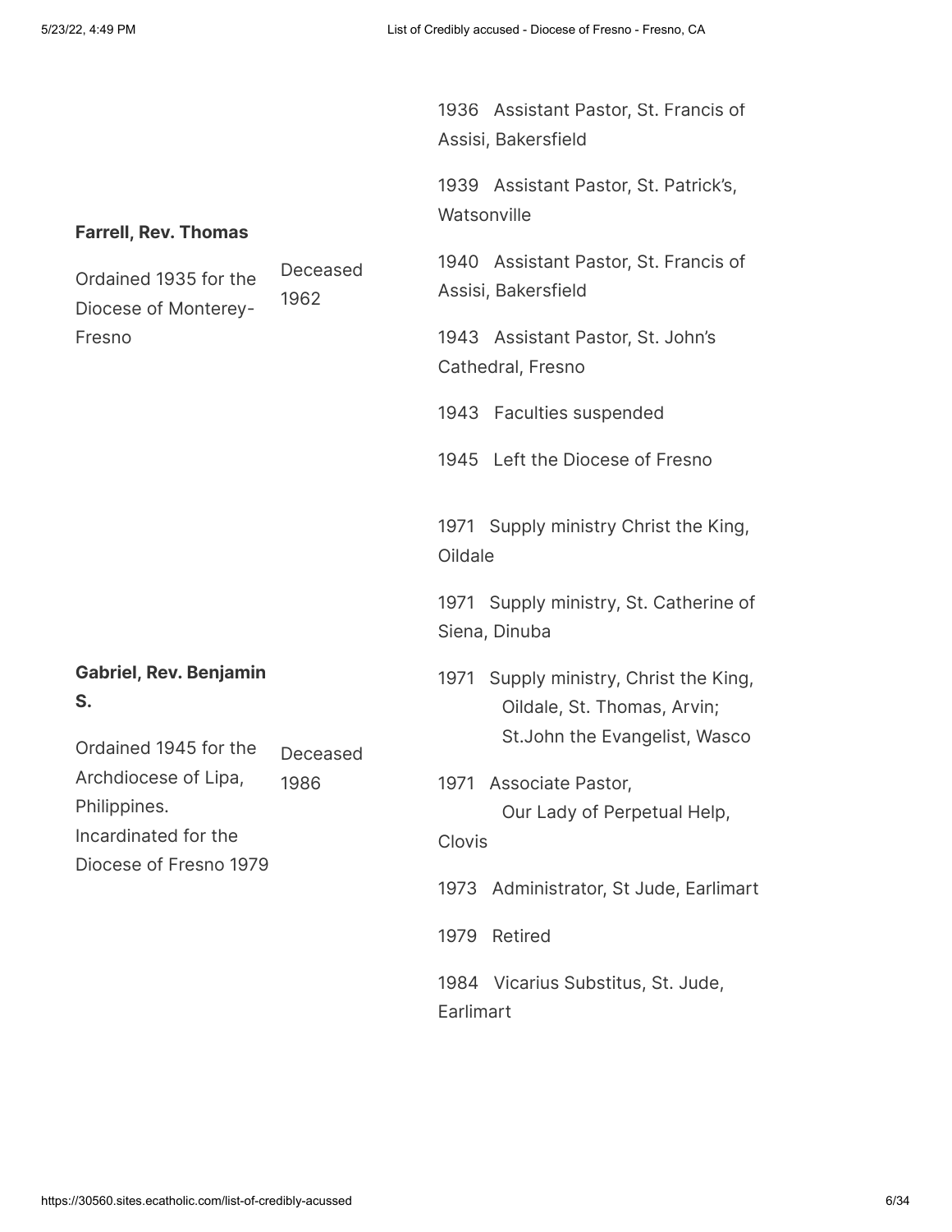| | | |
|---|---|---|
| **Farrell, Rev. Thomas**<br>Ordained 1935 for the Diocese of Monterey-Fresno | Deceased 1962 | 1936 Assistant Pastor, St. Francis of Assisi, Bakersfield<br>1939 Assistant Pastor, St. Patrick's, Watsonville<br>1940 Assistant Pastor, St. Francis of Assisi, Bakersfield<br>1943 Assistant Pastor, St. John's Cathedral, Fresno<br>1943 Faculties suspended<br>1945 Left the Diocese of Fresno |
| **Gabriel, Rev. Benjamin S.**<br>Ordained 1945 for the Archdiocese of Lipa, Philippines.<br>Incardinated for the Diocese of Fresno 1979 | Deceased 1986 | 1971 Supply ministry Christ the King, Oildale<br>1971 Supply ministry, St. Catherine of Siena, Dinuba<br>1971 Supply ministry, Christ the King, Oildale, St. Thomas, Arvin; St.John the Evangelist, Wasco<br>1971 Associate Pastor, Our Lady of Perpetual Help, Clovis<br>1973 Administrator, St Jude, Earlimart<br>1979 Retired<br>1984 Vicarius Substitus, St. Jude, Earlimart |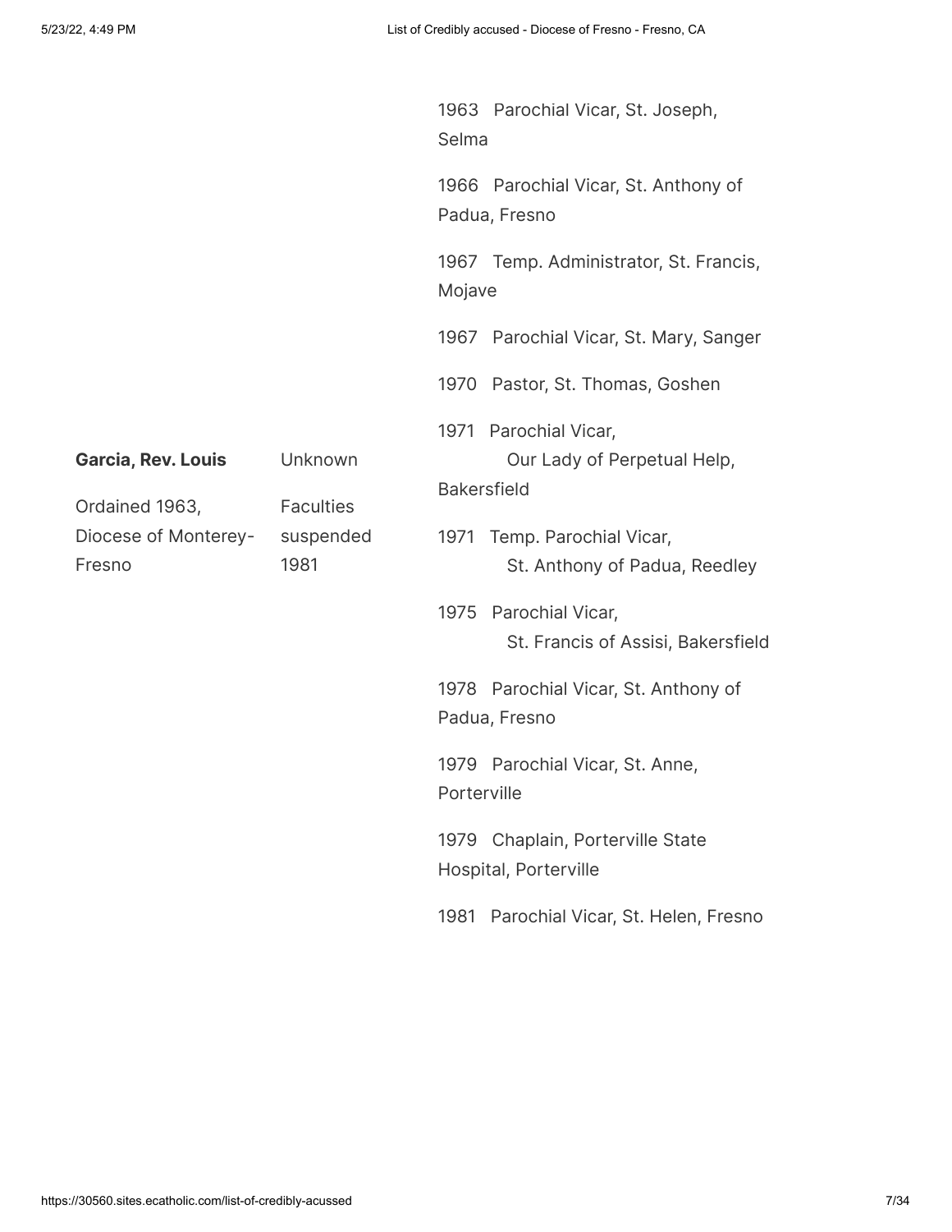| | | |
|---|---|---|
| **Garcia, Rev. Louis**<br><br>Ordained 1963, Diocese of Monterey-Fresno | Unknown<br><br>Faculties suspended 1981 | 1963 Parochial Vicar, St. Joseph, Selma<br><br>1966 Parochial Vicar, St. Anthony of Padua, Fresno<br><br>1967 Temp. Administrator, St. Francis, Mojave<br><br>1967 Parochial Vicar, St. Mary, Sanger<br><br>1970 Pastor, St. Thomas, Goshen<br><br>1971 Parochial Vicar, Our Lady of Perpetual Help, Bakersfield<br><br>1971 Temp. Parochial Vicar, St. Anthony of Padua, Reedley<br><br>1975 Parochial Vicar, St. Francis of Assisi, Bakersfield<br><br>1978 Parochial Vicar, St. Anthony of Padua, Fresno<br><br>1979 Parochial Vicar, St. Anne, Porterville<br><br>1979 Chaplain, Porterville State Hospital, Porterville<br><br>1981 Parochial Vicar, St. Helen, Fresno |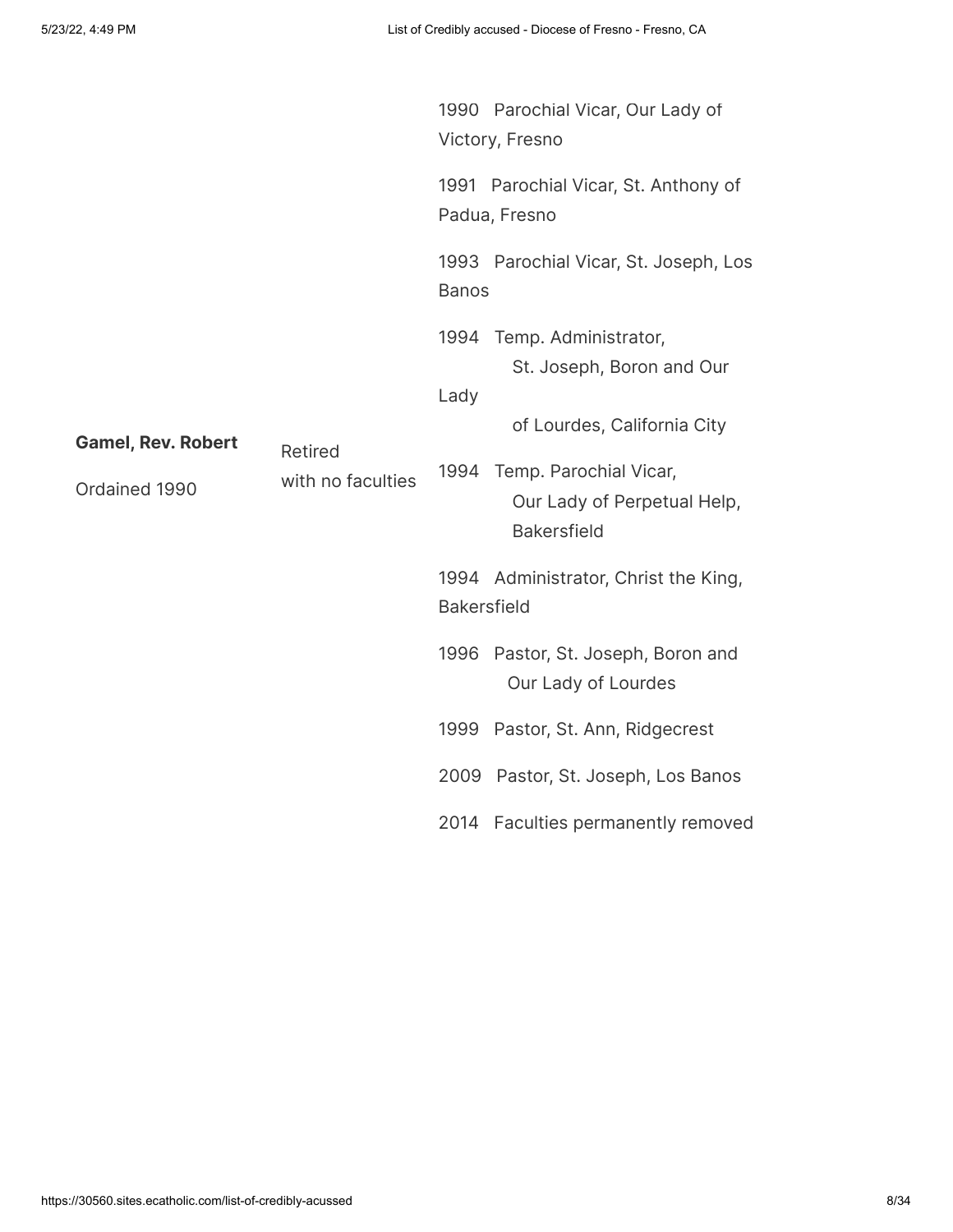| | | |
|---|---|---|
| **Gamel, Rev. Robert**<br><br>Ordained 1990 | Retired with no faculties | 1990 Parochial Vicar, Our Lady of Victory, Fresno<br><br>1991 Parochial Vicar, St. Anthony of Padua, Fresno<br><br>1993 Parochial Vicar, St. Joseph, Los Banos<br><br>1994 Temp. Administrator, St. Joseph, Boron and Our Lady of Lourdes, California City<br><br>1994 Temp. Parochial Vicar, Our Lady of Perpetual Help, Bakersfield<br><br>1994 Administrator, Christ the King, Bakersfield<br><br>1996 Pastor, St. Joseph, Boron and Our Lady of Lourdes<br><br>1999 Pastor, St. Ann, Ridgecrest<br><br>2009 Pastor, St. Joseph, Los Banos<br><br>2014 Faculties permanently removed |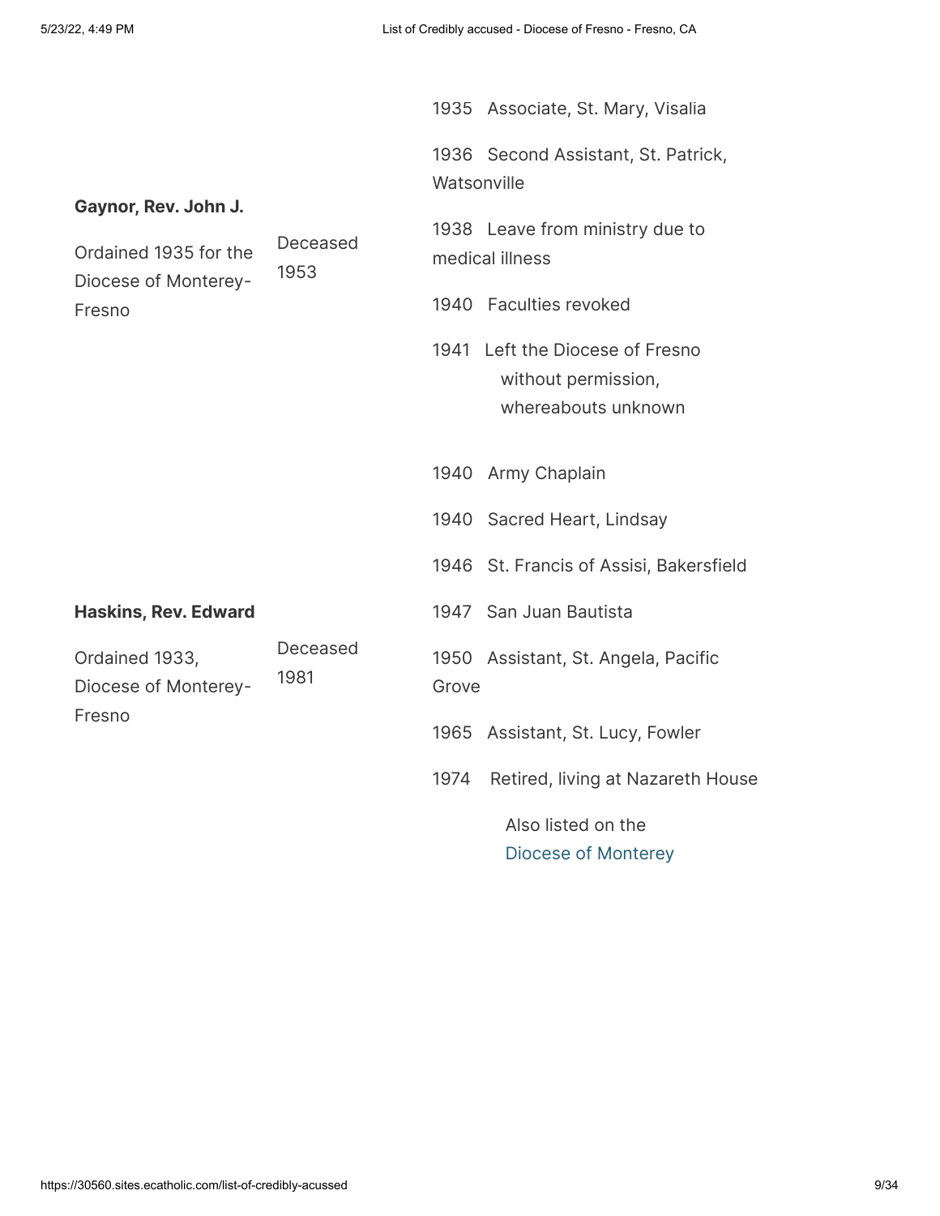| Name | Status | Assignments |
| --- | --- | --- |
| **Gaynor, Rev. John J.**<br>Ordained 1935 for the Diocese of Monterey-Fresno | Deceased 1953 | 1935 Associate, St. Mary, Visalia<br>1936 Second Assistant, St. Patrick, Watsonville<br>1938 Leave from ministry due to medical illness<br>1940 Faculties revoked<br>1941 Left the Diocese of Fresno without permission, whereabouts unknown |
| **Haskins, Rev. Edward**<br>Ordained 1933, Diocese of Monterey-Fresno | Deceased 1981 | 1940 Army Chaplain<br>1940 Sacred Heart, Lindsay<br>1946 St. Francis of Assisi, Bakersfield<br>1947 San Juan Bautista<br>1950 Assistant, St. Angela, Pacific Grove<br>1965 Assistant, St. Lucy, Fowler<br>1974 Retired, living at Nazareth House<br>Also listed on the Diocese of Monterey |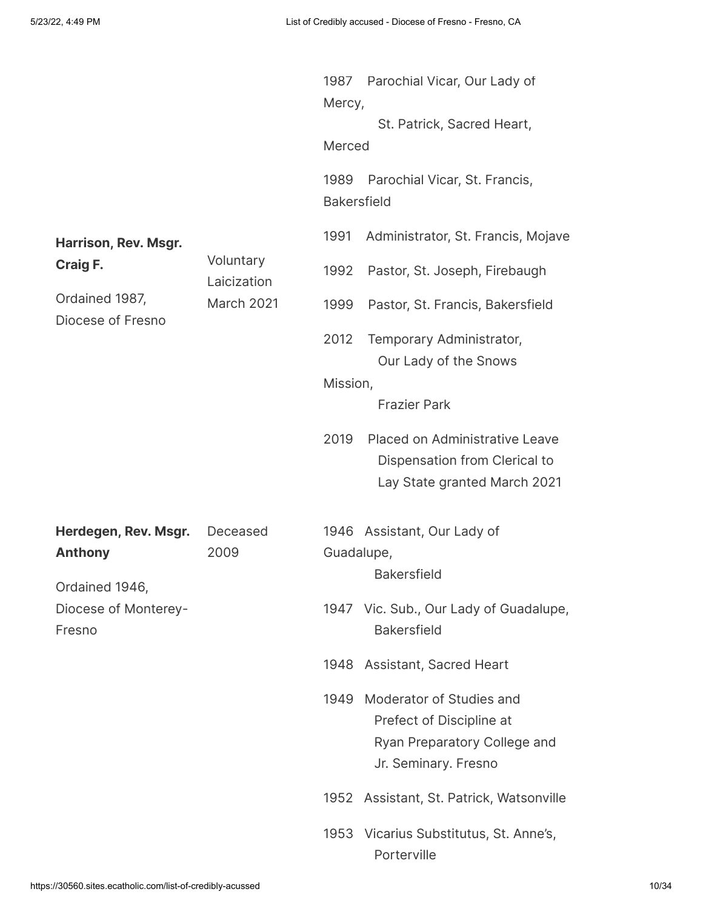| | | |
|---|---|---|
| | | 1987 Parochial Vicar, Our Lady of Mercy, St. Patrick, Sacred Heart, Merced<br>1989 Parochial Vicar, St. Francis, Bakersfield |
| **Harrison, Rev. Msgr. Craig F.**<br>Ordained 1987, Diocese of Fresno | Voluntary Laicization March 2021 | 1991 Administrator, St. Francis, Mojave<br>1992 Pastor, St. Joseph, Firebaugh<br>1999 Pastor, St. Francis, Bakersfield<br>2012 Temporary Administrator, Our Lady of the Snows Mission, Frazier Park<br>2019 Placed on Administrative Leave Dispensation from Clerical to Lay State granted March 2021 |
| **Herdegen, Rev. Msgr. Anthony**<br>Ordained 1946, Diocese of Monterey-Fresno | Deceased 2009 | 1946 Assistant, Our Lady of Guadalupe, Bakersfield<br>1947 Vic. Sub., Our Lady of Guadalupe, Bakersfield<br>1948 Assistant, Sacred Heart<br>1949 Moderator of Studies and Prefect of Discipline at Ryan Preparatory College and Jr. Seminary. Fresno<br>1952 Assistant, St. Patrick, Watsonville<br>1953 Vicarius Substitutus, St. Anne's, Porterville |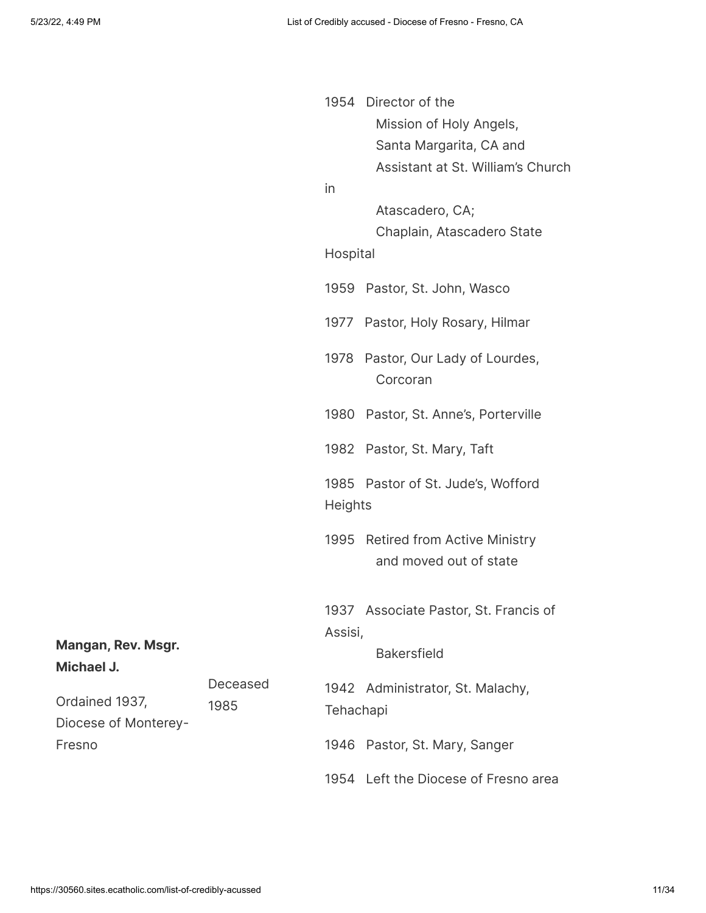| | | |
|---|---|---|
| | | 1954 Director of the Mission of Holy Angels, Santa Margarita, CA and Assistant at St. William's Church in Atascadero, CA; Chaplain, Atascadero State Hospital<br><br>1959 Pastor, St. John, Wasco<br><br>1977 Pastor, Holy Rosary, Hilmar<br><br>1978 Pastor, Our Lady of Lourdes, Corcoran<br><br>1980 Pastor, St. Anne's, Porterville<br><br>1982 Pastor, St. Mary, Taft<br><br>1985 Pastor of St. Jude's, Wofford Heights<br><br>1995 Retired from Active Ministry and moved out of state |
| **Mangan, Rev. Msgr. Michael J.**<br><br>Ordained 1937, Diocese of Monterey-Fresno | Deceased 1985 | 1937 Associate Pastor, St. Francis of Assisi, Bakersfield<br><br>1942 Administrator, St. Malachy, Tehachapi<br><br>1946 Pastor, St. Mary, Sanger<br><br>1954 Left the Diocese of Fresno area |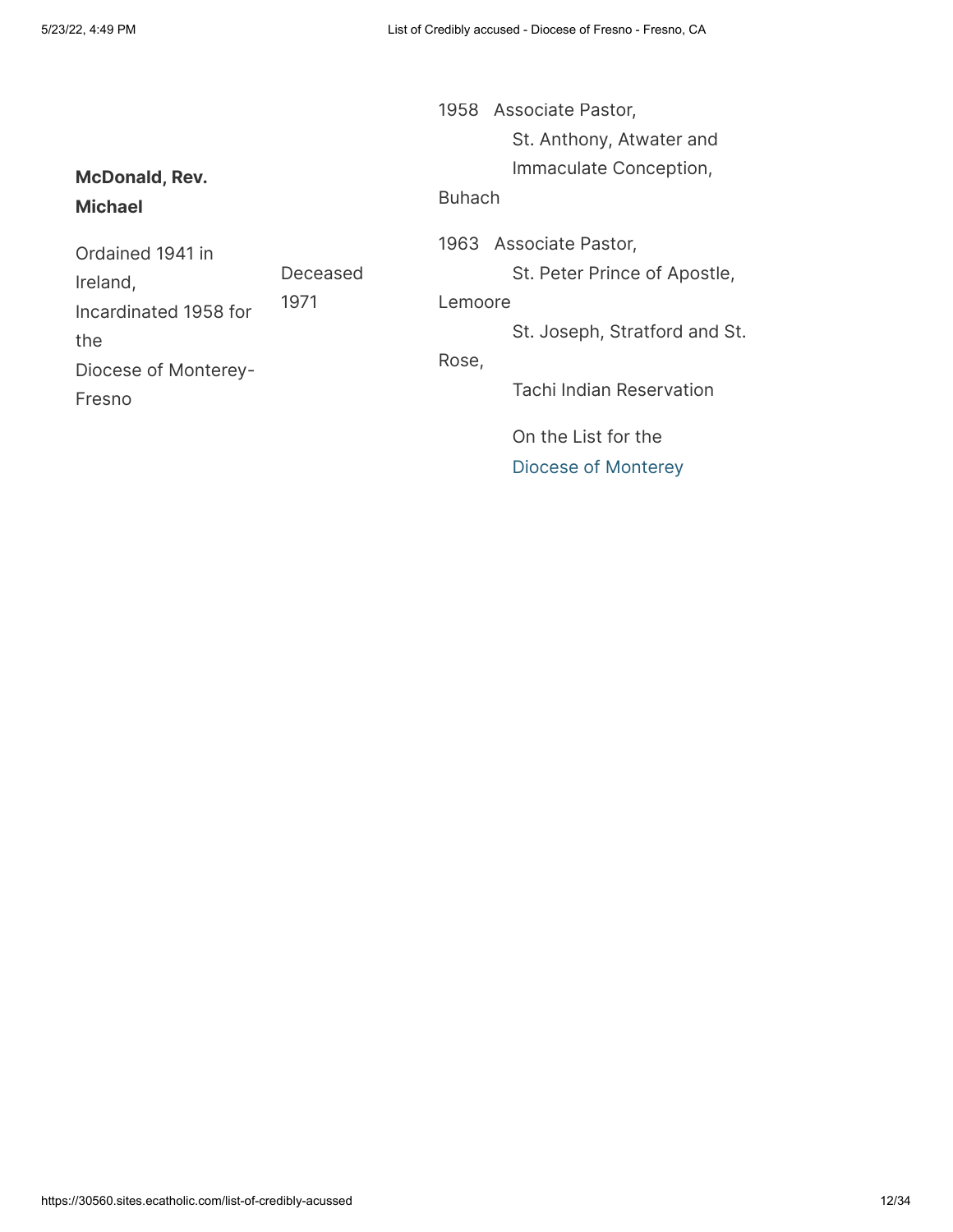| | | |
|---|---|---|
| **McDonald, Rev. Michael**<br><br>Ordained 1941 in Ireland, Incardinated 1958 for the Diocese of Monterey-Fresno | Deceased 1971 | 1958 Associate Pastor, St. Anthony, Atwater and Immaculate Conception, Buhach<br><br>1963 Associate Pastor, St. Peter Prince of Apostle, Lemoore<br>St. Joseph, Stratford and St. Rose, Tachi Indian Reservation<br><br>On the List for the Diocese of Monterey |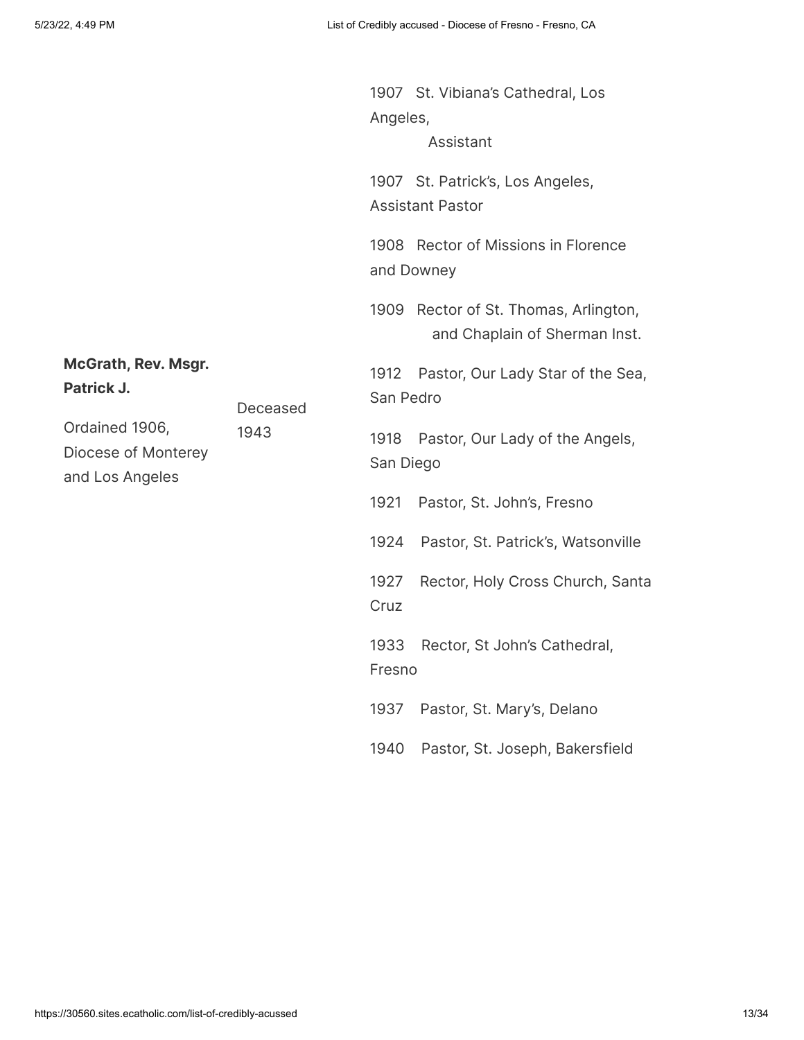| | | |
|---|---|---|
| **McGrath, Rev. Msgr. Patrick J.**<br><br>Ordained 1906, Diocese of Monterey and Los Angeles | Deceased 1943 | 1907 St. Vibiana's Cathedral, Los Angeles, Assistant<br><br>1907 St. Patrick's, Los Angeles, Assistant Pastor<br><br>1908 Rector of Missions in Florence and Downey<br><br>1909 Rector of St. Thomas, Arlington, and Chaplain of Sherman Inst.<br><br>1912 Pastor, Our Lady Star of the Sea, San Pedro<br><br>1918 Pastor, Our Lady of the Angels, San Diego<br><br>1921 Pastor, St. John's, Fresno<br><br>1924 Pastor, St. Patrick's, Watsonville<br><br>1927 Rector, Holy Cross Church, Santa Cruz<br><br>1933 Rector, St John's Cathedral, Fresno<br><br>1937 Pastor, St. Mary's, Delano<br><br>1940 Pastor, St. Joseph, Bakersfield |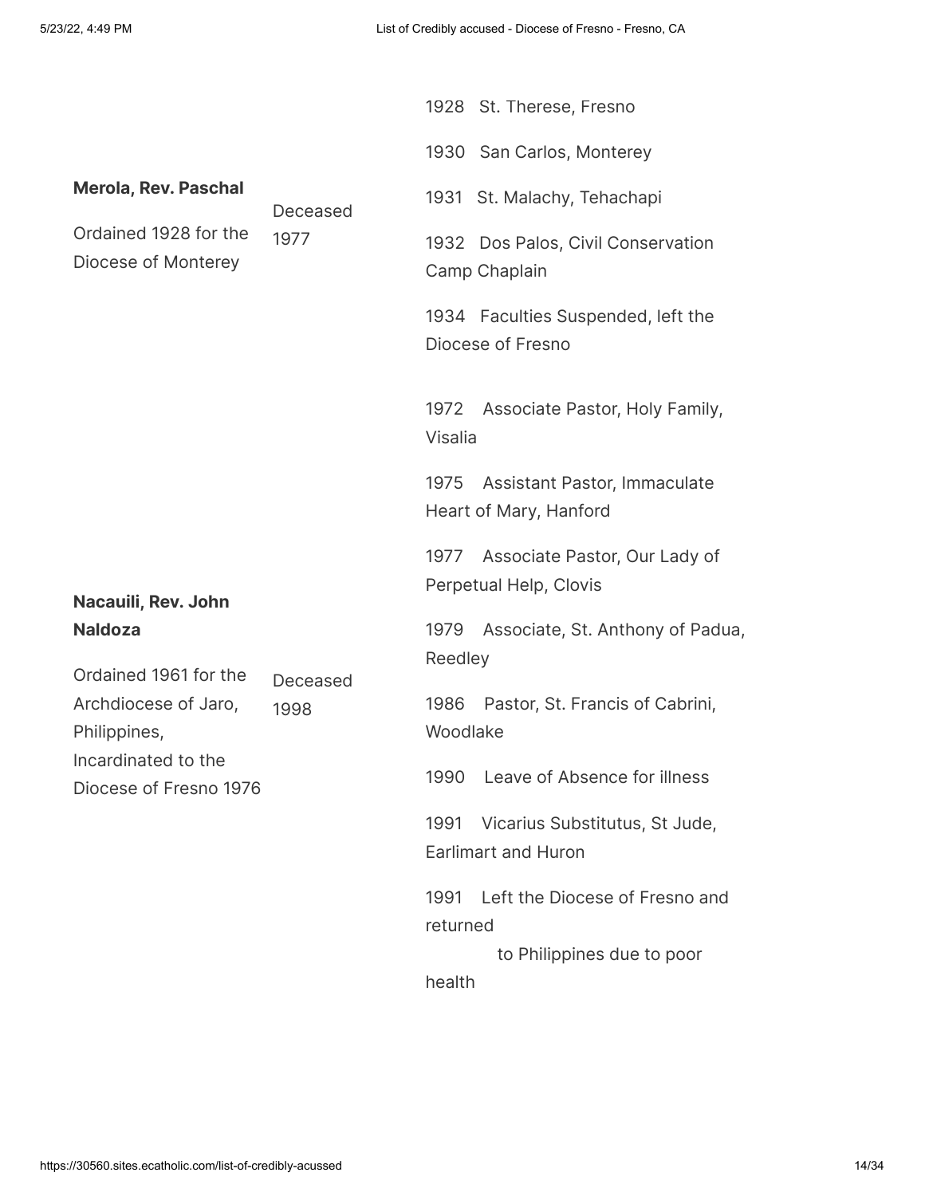| | | |
|---|---|---|
| **Merola, Rev. Paschal**<br><br>Ordained 1928 for the Diocese of Monterey | Deceased 1977 | 1928 St. Therese, Fresno<br><br>1930 San Carlos, Monterey<br><br>1931 St. Malachy, Tehachapi<br><br>1932 Dos Palos, Civil Conservation Camp Chaplain<br><br>1934 Faculties Suspended, left the Diocese of Fresno |
| **Nacauili, Rev. John Naldoza**<br><br>Ordained 1961 for the Archdiocese of Jaro, Philippines, Incardinated to the Diocese of Fresno 1976 | Deceased 1998 | 1972 Associate Pastor, Holy Family, Visalia<br><br>1975 Assistant Pastor, Immaculate Heart of Mary, Hanford<br><br>1977 Associate Pastor, Our Lady of Perpetual Help, Clovis<br><br>1979 Associate, St. Anthony of Padua, Reedley<br><br>1986 Pastor, St. Francis of Cabrini, Woodlake<br><br>1990 Leave of Absence for illness<br><br>1991 Vicarius Substitutus, St Jude, Earlimart and Huron<br><br>1991 Left the Diocese of Fresno and returned to Philippines due to poor health |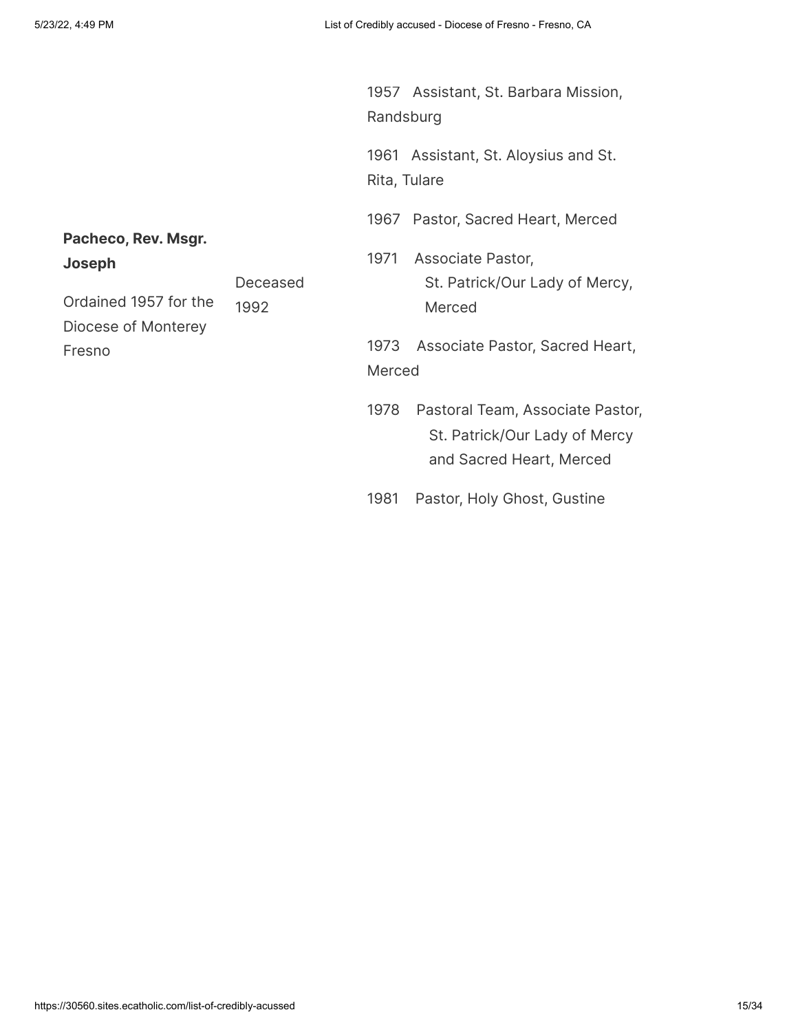| | | |
|---|---|---|
| **Pacheco, Rev. Msgr. Joseph**<br><br>Ordained 1957 for the Diocese of Monterey Fresno | Deceased 1992 | 1957 Assistant, St. Barbara Mission, Randsburg<br><br>1961 Assistant, St. Aloysius and St. Rita, Tulare<br><br>1967 Pastor, Sacred Heart, Merced<br><br>1971 Associate Pastor, St. Patrick/Our Lady of Mercy, Merced<br><br>1973 Associate Pastor, Sacred Heart, Merced<br><br>1978 Pastoral Team, Associate Pastor, St. Patrick/Our Lady of Mercy and Sacred Heart, Merced<br><br>1981 Pastor, Holy Ghost, Gustine |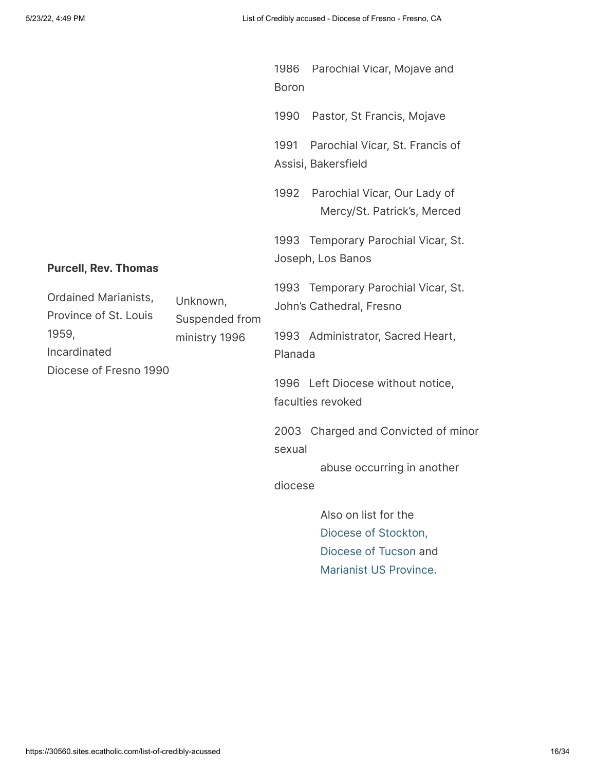| | | |
|---|---|---|
| **Purcell, Rev. Thomas**<br><br>Ordained Marianists, Province of St. Louis 1959,<br>Incardinated Diocese of Fresno 1990 | Unknown, Suspended from ministry 1996 | 1986 Parochial Vicar, Mojave and Boron<br><br>1990 Pastor, St Francis, Mojave<br><br>1991 Parochial Vicar, St. Francis of Assisi, Bakersfield<br><br>1992 Parochial Vicar, Our Lady of Mercy/St. Patrick's, Merced<br><br>1993 Temporary Parochial Vicar, St. Joseph, Los Banos<br><br>1993 Temporary Parochial Vicar, St. John's Cathedral, Fresno<br><br>1993 Administrator, Sacred Heart, Planada<br><br>1996 Left Diocese without notice, faculties revoked<br><br>2003 Charged and Convicted of minor sexual abuse occurring in another diocese<br><br>Also on list for the Diocese of Stockton, Diocese of Tucson and Marianist US Province. |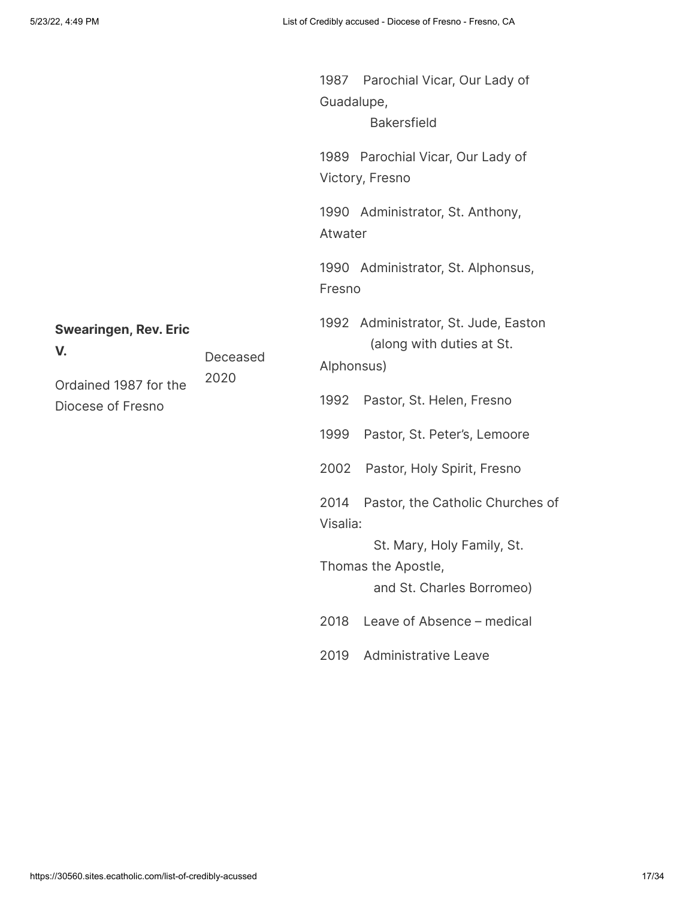| | | |
|---|---|---|
| **Swearingen, Rev. Eric V.**<br><br>Ordained 1987 for the Diocese of Fresno | Deceased 2020 | 1987 Parochial Vicar, Our Lady of Guadalupe, Bakersfield<br><br>1989 Parochial Vicar, Our Lady of Victory, Fresno<br><br>1990 Administrator, St. Anthony, Atwater<br><br>1990 Administrator, St. Alphonsus, Fresno<br><br>1992 Administrator, St. Jude, Easton (along with duties at St. Alphonsus)<br><br>1992 Pastor, St. Helen, Fresno<br><br>1999 Pastor, St. Peter's, Lemoore<br><br>2002 Pastor, Holy Spirit, Fresno<br><br>2014 Pastor, the Catholic Churches of Visalia: St. Mary, Holy Family, St. Thomas the Apostle, and St. Charles Borromeo)<br><br>2018 Leave of Absence – medical<br><br>2019 Administrative Leave |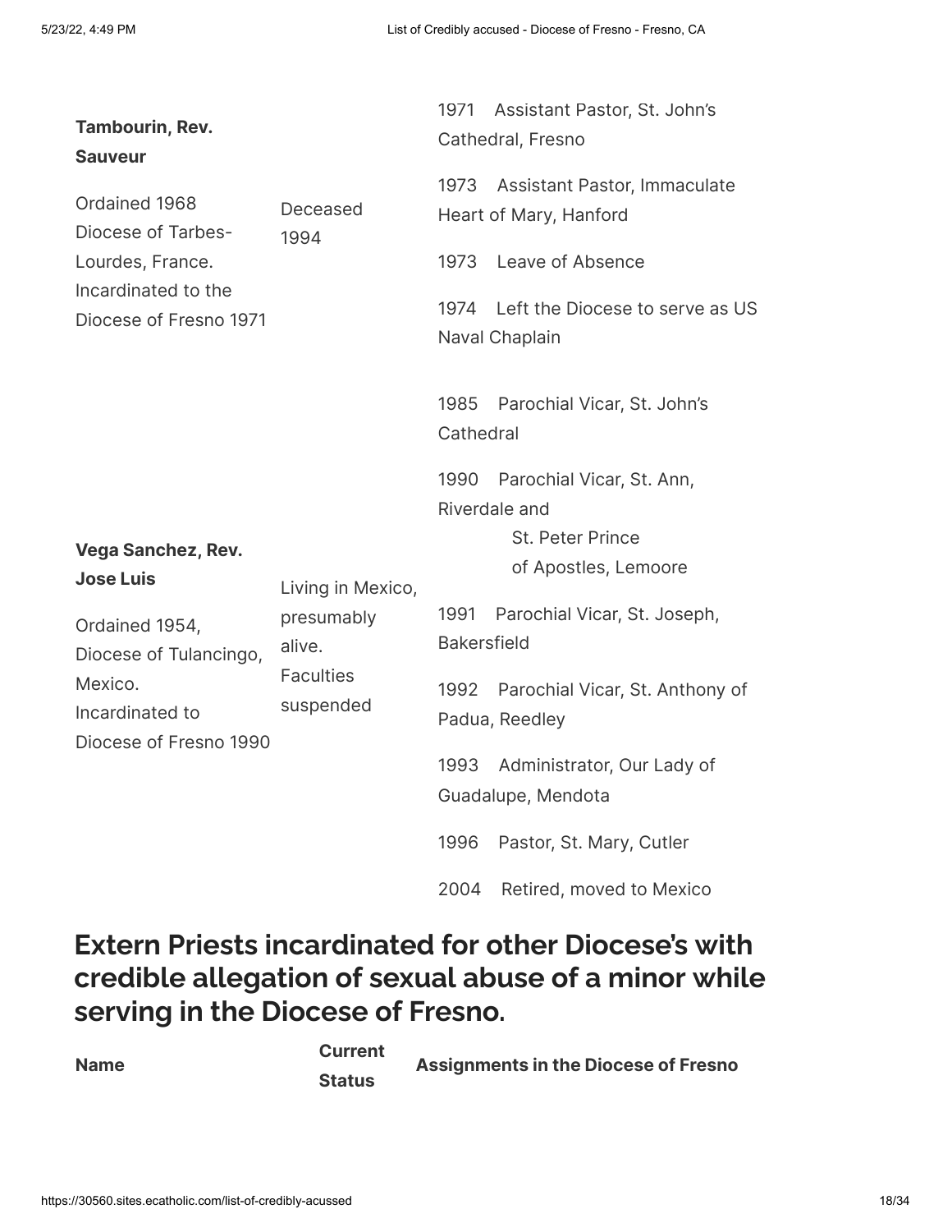| | | |
|---|---|---|
| **Tambourin, Rev. Sauveur**<br><br>Ordained 1968 Diocese of Tarbes-Lourdes, France. Incardinated to the Diocese of Fresno 1971 | Deceased 1994 | 1971 Assistant Pastor, St. John's Cathedral, Fresno<br><br>1973 Assistant Pastor, Immaculate Heart of Mary, Hanford<br><br>1973 Leave of Absence<br><br>1974 Left the Diocese to serve as US Naval Chaplain |
| **Vega Sanchez, Rev. Jose Luis**<br><br>Ordained 1954, Diocese of Tulancingo, Mexico. Incardinated to Diocese of Fresno 1990 | Living in Mexico, presumably alive. Faculties suspended | 1985 Parochial Vicar, St. John's Cathedral<br><br>1990 Parochial Vicar, St. Ann, Riverdale and St. Peter Prince of Apostles, Lemoore<br><br>1991 Parochial Vicar, St. Joseph, Bakersfield<br><br>1992 Parochial Vicar, St. Anthony of Padua, Reedley<br><br>1993 Administrator, Our Lady of Guadalupe, Mendota<br><br>1996 Pastor, St. Mary, Cutler<br><br>2004 Retired, moved to Mexico |

## Extern Priests incardinated for other Diocese's with credible allegation of sexual abuse of a minor while serving in the Diocese of Fresno.

| Name | Current Status | Assignments in the Diocese of Fresno |
|---|---|---|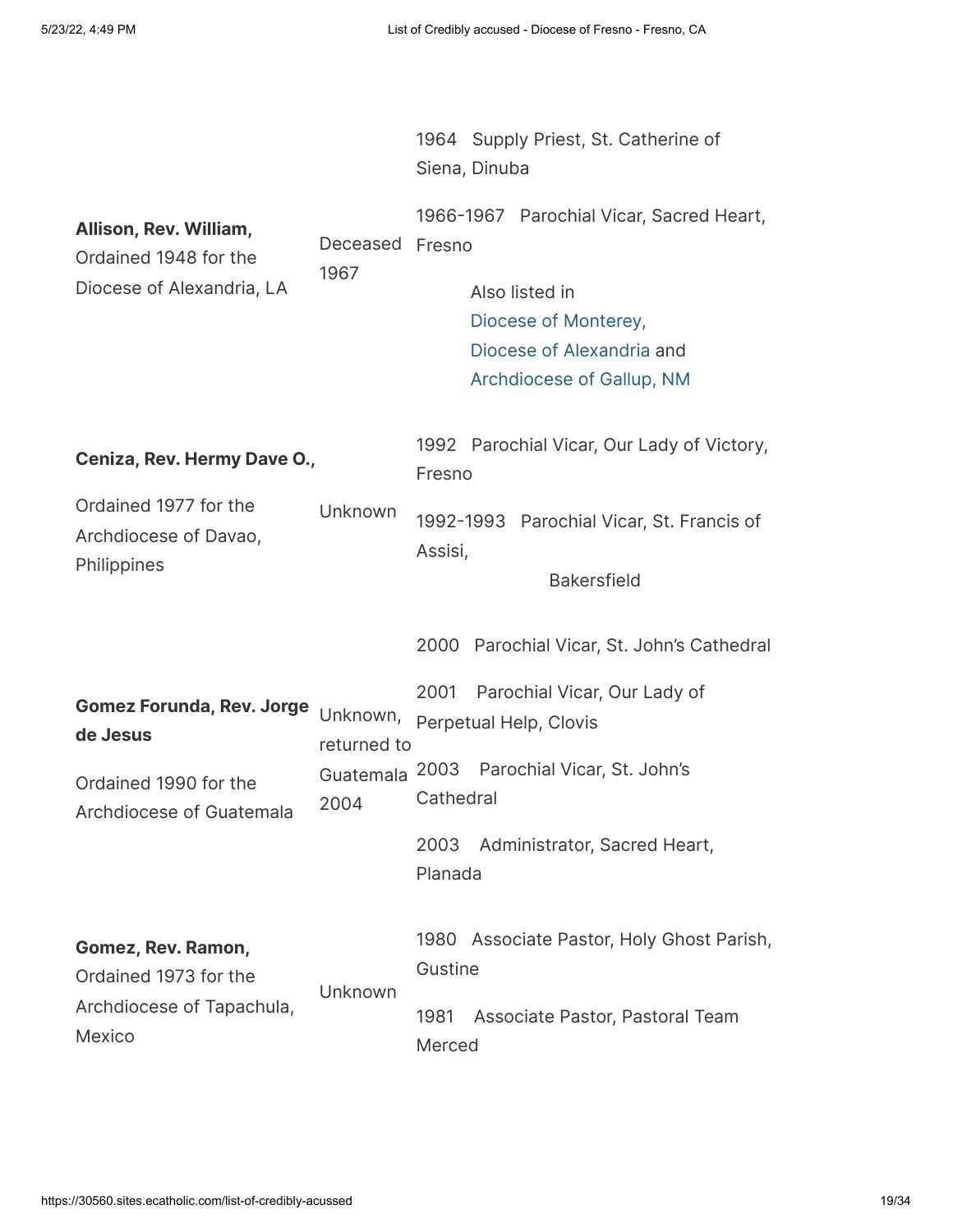| | | |
|---|---|---|
| **Allison, Rev. William,** Ordained 1948 for the Diocese of Alexandria, LA | Deceased 1967 | 1964 Supply Priest, St. Catherine of Siena, Dinuba<br><br>1966-1967 Parochial Vicar, Sacred Heart, Fresno<br><br>Also listed in Diocese of Monterey, Diocese of Alexandria and Archdiocese of Gallup, NM |
| **Ceniza, Rev. Hermy Dave O.,**<br><br>Ordained 1977 for the Archdiocese of Davao, Philippines | Unknown | 1992 Parochial Vicar, Our Lady of Victory, Fresno<br><br>1992-1993 Parochial Vicar, St. Francis of Assisi, Bakersfield |
| **Gomez Forunda, Rev. Jorge de Jesus**<br><br>Ordained 1990 for the Archdiocese of Guatemala | Unknown, returned to Guatemala 2004 | 2000 Parochial Vicar, St. John's Cathedral<br><br>2001 Parochial Vicar, Our Lady of Perpetual Help, Clovis<br><br>2003 Parochial Vicar, St. John's Cathedral<br><br>2003 Administrator, Sacred Heart, Planada |
| **Gomez, Rev. Ramon,** Ordained 1973 for the Archdiocese of Tapachula, Mexico | Unknown | 1980 Associate Pastor, Holy Ghost Parish, Gustine<br><br>1981 Associate Pastor, Pastoral Team Merced |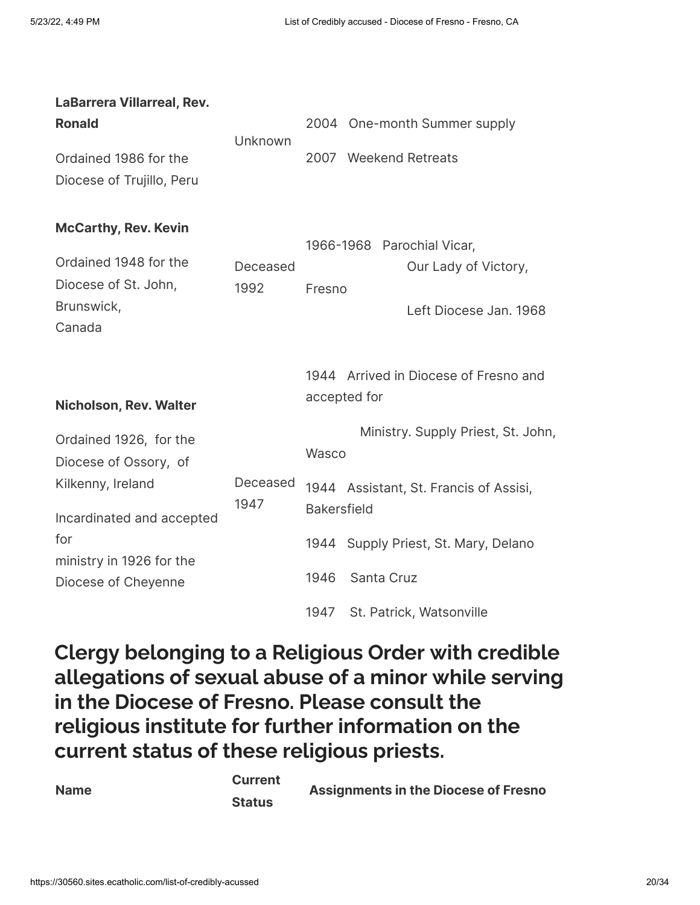| | | |
|---|---|---|
| **LaBarrera Villarreal, Rev. Ronald**<br><br>Ordained 1986 for the Diocese of Trujillo, Peru | Unknown | 2004 One-month Summer supply<br><br>2007 Weekend Retreats |
| **McCarthy, Rev. Kevin**<br><br>Ordained 1948 for the Diocese of St. John, Brunswick, Canada | Deceased 1992 | 1966-1968 Parochial Vicar, Our Lady of Victory, Fresno<br><br>Left Diocese Jan. 1968 |
| **Nicholson, Rev. Walter**<br><br>Ordained 1926, for the Diocese of Ossory, of Kilkenny, Ireland<br><br>Incardinated and accepted for ministry in 1926 for the Diocese of Cheyenne | Deceased 1947 | 1944 Arrived in Diocese of Fresno and accepted for Ministry. Supply Priest, St. John, Wasco<br><br>1944 Assistant, St. Francis of Assisi, Bakersfield<br><br>1944 Supply Priest, St. Mary, Delano<br><br>1946 Santa Cruz<br><br>1947 St. Patrick, Watsonville |

## Clergy belonging to a Religious Order with credible allegations of sexual abuse of a minor while serving in the Diocese of Fresno. Please consult the religious institute for further information on the current status of these religious priests.

| Name | Current Status | Assignments in the Diocese of Fresno |
|---|---|---|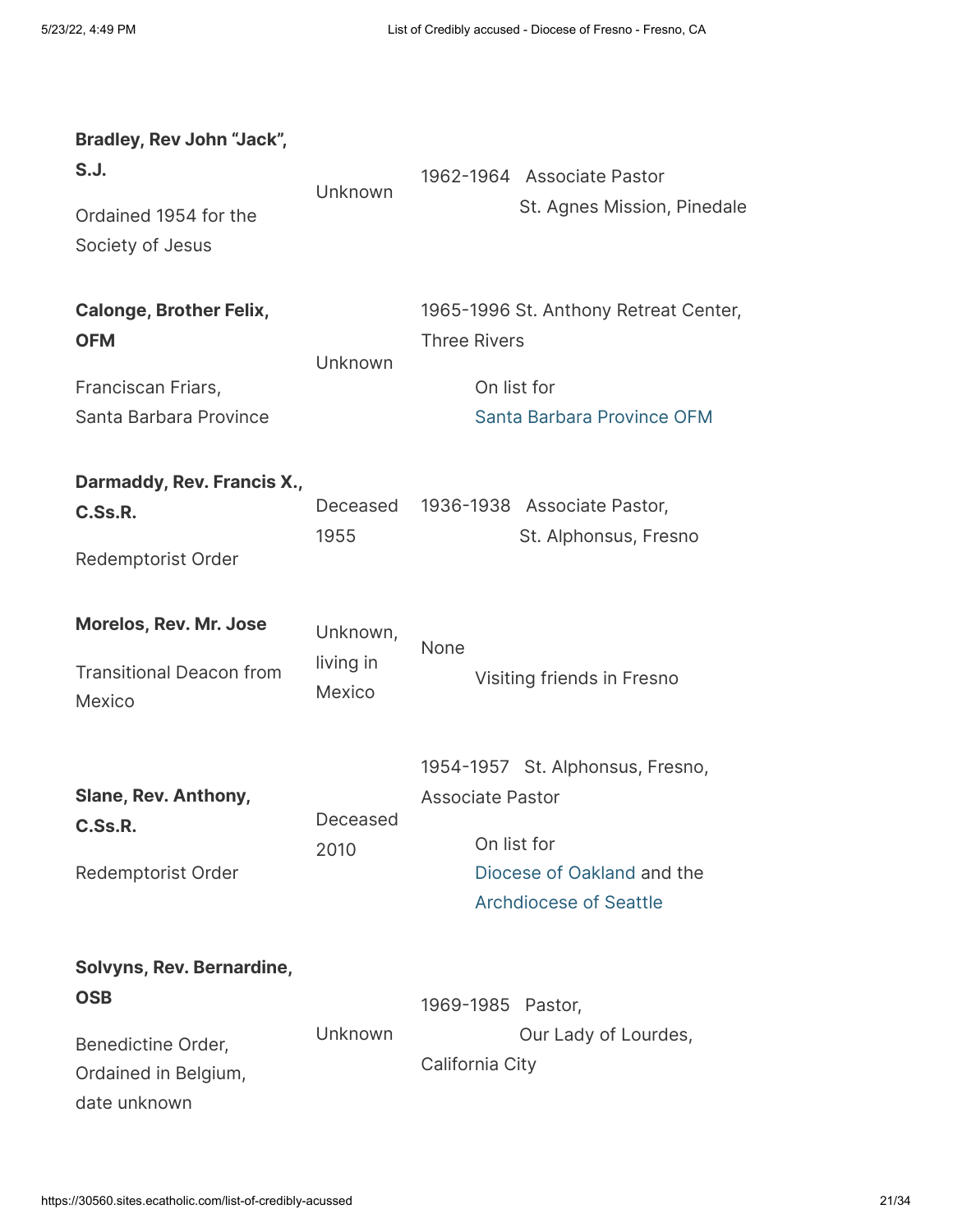| | | |
|---|---|---|
| **Bradley, Rev John "Jack", S.J.**<br><br>Ordained 1954 for the Society of Jesus | Unknown | 1962-1964 Associate Pastor<br>St. Agnes Mission, Pinedale |
| **Calonge, Brother Felix, OFM**<br><br>Franciscan Friars, Santa Barbara Province | Unknown | 1965-1996 St. Anthony Retreat Center, Three Rivers<br><br>On list for Santa Barbara Province OFM |
| **Darmaddy, Rev. Francis X., C.Ss.R.**<br><br>Redemptorist Order | Deceased 1955 | 1936-1938 Associate Pastor,<br>St. Alphonsus, Fresno |
| **Morelos, Rev. Mr. Jose**<br><br>Transitional Deacon from Mexico | Unknown, living in Mexico | None<br><br>Visiting friends in Fresno |
| **Slane, Rev. Anthony, C.Ss.R.**<br><br>Redemptorist Order | Deceased 2010 | 1954-1957 St. Alphonsus, Fresno, Associate Pastor<br><br>On list for Diocese of Oakland and the Archdiocese of Seattle |
| **Solvyns, Rev. Bernardine, OSB**<br><br>Benedictine Order, Ordained in Belgium, date unknown | Unknown | 1969-1985 Pastor,<br>Our Lady of Lourdes, California City |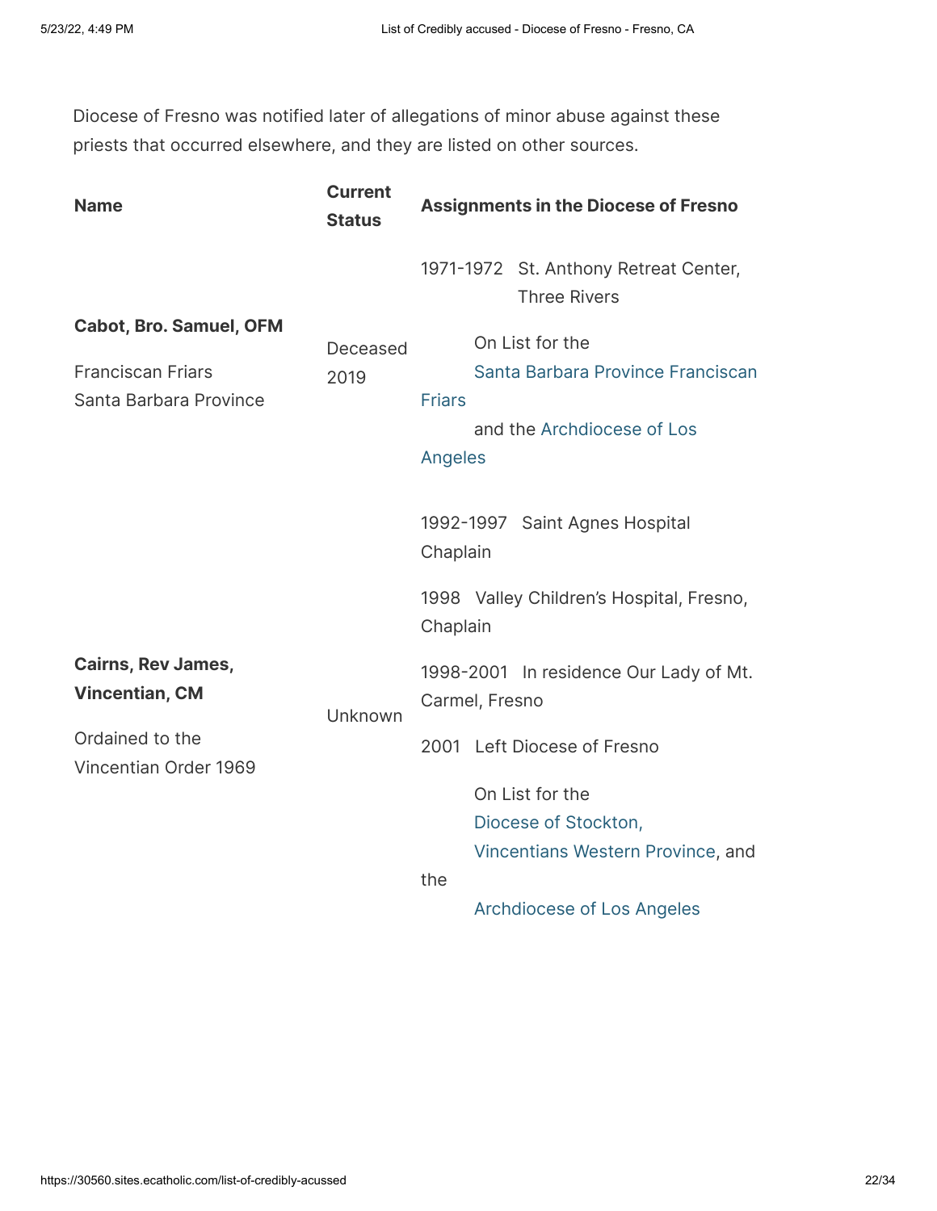Diocese of Fresno was notified later of allegations of minor abuse against these priests that occurred elsewhere, and they are listed on other sources.

| Name | Current Status | Assignments in the Diocese of Fresno |
|---|---|---|
| **Cabot, Bro. Samuel, OFM**<br><br>Franciscan Friars<br>Santa Barbara Province | Deceased 2019 | 1971-1972 St. Anthony Retreat Center, Three Rivers<br><br>On List for the Santa Barbara Province Franciscan Friars and the Archdiocese of Los Angeles |
| **Cairns, Rev James, Vincentian, CM**<br><br>Ordained to the Vincentian Order 1969 | Unknown | 1992-1997 Saint Agnes Hospital Chaplain<br><br>1998 Valley Children's Hospital, Fresno, Chaplain<br><br>1998-2001 In residence Our Lady of Mt. Carmel, Fresno<br><br>2001 Left Diocese of Fresno<br><br>On List for the Diocese of Stockton, Vincentians Western Province, and the Archdiocese of Los Angeles |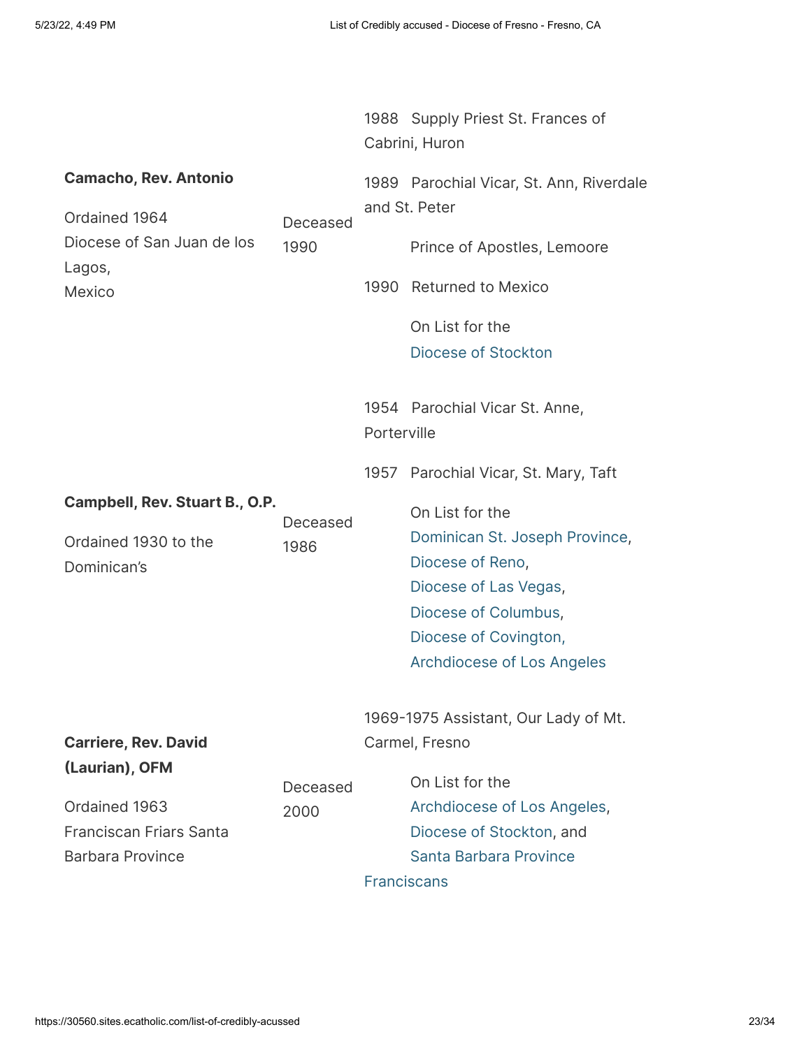| | | |
|---|---|---|
| **Camacho, Rev. Antonio**<br><br>Ordained 1964<br>Diocese of San Juan de los Lagos,<br>Mexico | Deceased 1990 | 1988 Supply Priest St. Frances of Cabrini, Huron<br><br>1989 Parochial Vicar, St. Ann, Riverdale and St. Peter<br><br>Prince of Apostles, Lemoore<br><br>1990 Returned to Mexico<br><br>On List for the<br>Diocese of Stockton |
| **Campbell, Rev. Stuart B., O.P.**<br><br>Ordained 1930 to the Dominican's | Deceased 1986 | 1954 Parochial Vicar St. Anne, Porterville<br><br>1957 Parochial Vicar, St. Mary, Taft<br><br>On List for the<br>Dominican St. Joseph Province,<br>Diocese of Reno,<br>Diocese of Las Vegas,<br>Diocese of Columbus,<br>Diocese of Covington,<br>Archdiocese of Los Angeles |
| **Carriere, Rev. David (Laurian), OFM**<br><br>Ordained 1963<br>Franciscan Friars Santa Barbara Province | Deceased 2000 | 1969-1975 Assistant, Our Lady of Mt. Carmel, Fresno<br><br>On List for the<br>Archdiocese of Los Angeles,<br>Diocese of Stockton, and<br>Santa Barbara Province Franciscans |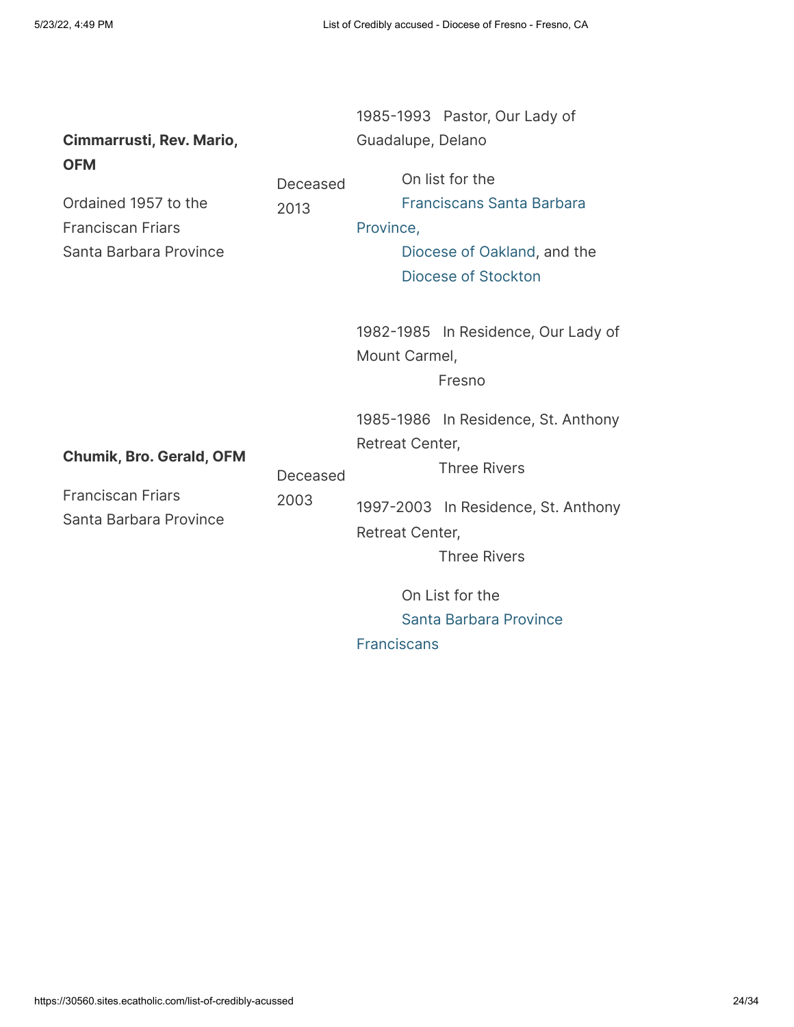| | | |
|---|---|---|
| **Cimmarrusti, Rev. Mario, OFM**<br><br>Ordained 1957 to the Franciscan Friars Santa Barbara Province | Deceased 2013 | 1985-1993 Pastor, Our Lady of Guadalupe, Delano<br><br>On list for the Franciscans Santa Barbara Province, Diocese of Oakland, and the Diocese of Stockton |
| **Chumik, Bro. Gerald, OFM**<br><br>Franciscan Friars Santa Barbara Province | Deceased 2003 | 1982-1985 In Residence, Our Lady of Mount Carmel, Fresno<br><br>1985-1986 In Residence, St. Anthony Retreat Center, Three Rivers<br><br>1997-2003 In Residence, St. Anthony Retreat Center, Three Rivers<br><br>On List for the Santa Barbara Province Franciscans |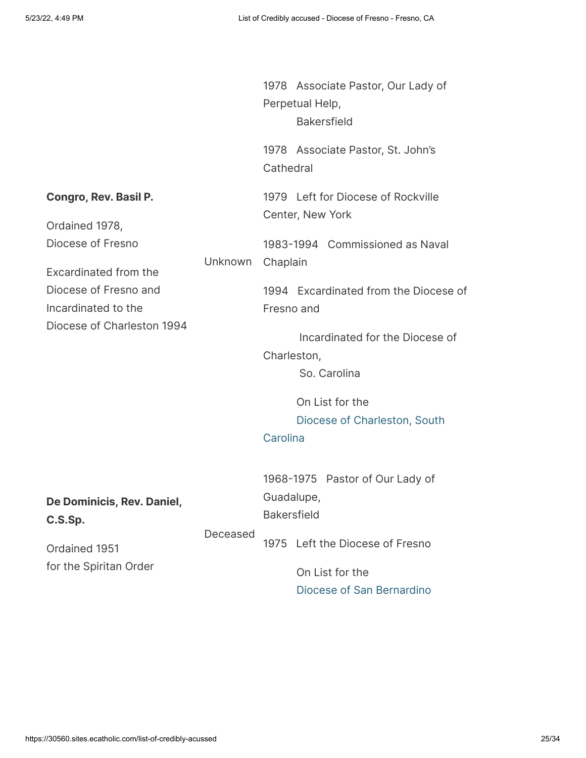| | | |
|---|---|---|
| **Congro, Rev. Basil P.**<br><br>Ordained 1978, Diocese of Fresno<br><br>Excardinated from the Diocese of Fresno and Incardinated to the Diocese of Charleston 1994 | Unknown | 1978 Associate Pastor, Our Lady of Perpetual Help, Bakersfield<br><br>1978 Associate Pastor, St. John's Cathedral<br><br>1979 Left for Diocese of Rockville Center, New York<br><br>1983-1994 Commissioned as Naval Chaplain<br><br>1994 Excardinated from the Diocese of Fresno and Incardinated for the Diocese of Charleston, So. Carolina<br><br>On List for the Diocese of Charleston, South Carolina |
| **De Dominicis, Rev. Daniel, C.S.Sp.**<br><br>Ordained 1951 for the Spiritan Order | Deceased | 1968-1975 Pastor of Our Lady of Guadalupe, Bakersfield<br><br>1975 Left the Diocese of Fresno<br><br>On List for the Diocese of San Bernardino |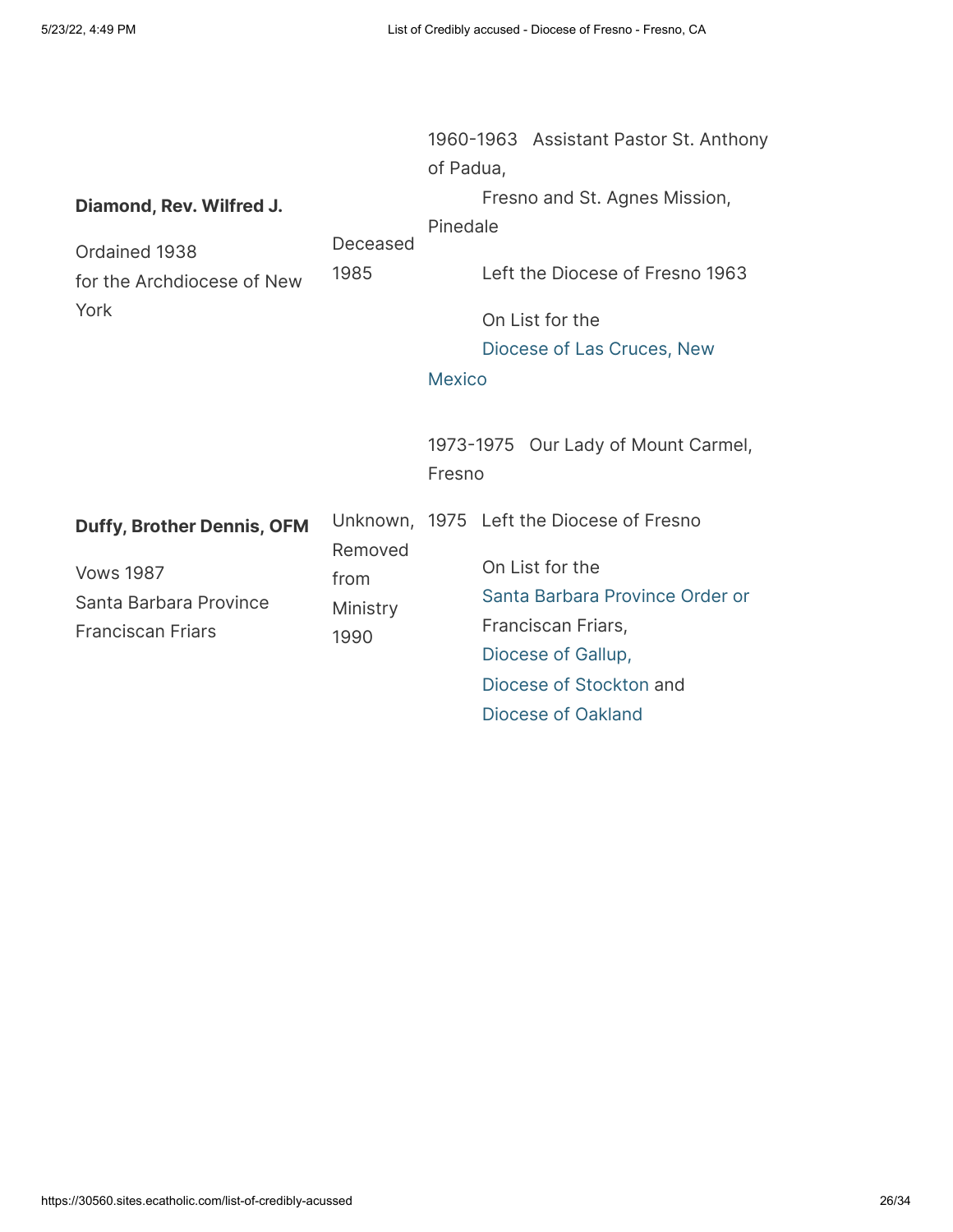| | | |
|---|---|---|
| **Diamond, Rev. Wilfred J.**<br><br>Ordained 1938<br>for the Archdiocese of New York | Deceased 1985 | 1960-1963 Assistant Pastor St. Anthony of Padua,<br>Fresno and St. Agnes Mission, Pinedale<br><br>Left the Diocese of Fresno 1963<br><br>On List for the<br>Diocese of Las Cruces, New Mexico |
| **Duffy, Brother Dennis, OFM**<br><br>Vows 1987<br>Santa Barbara Province Franciscan Friars | Unknown, Removed from Ministry 1990 | 1973-1975 Our Lady of Mount Carmel, Fresno<br><br>1975 Left the Diocese of Fresno<br><br>On List for the<br>Santa Barbara Province Order or Franciscan Friars,<br>Diocese of Gallup,<br>Diocese of Stockton and<br>Diocese of Oakland |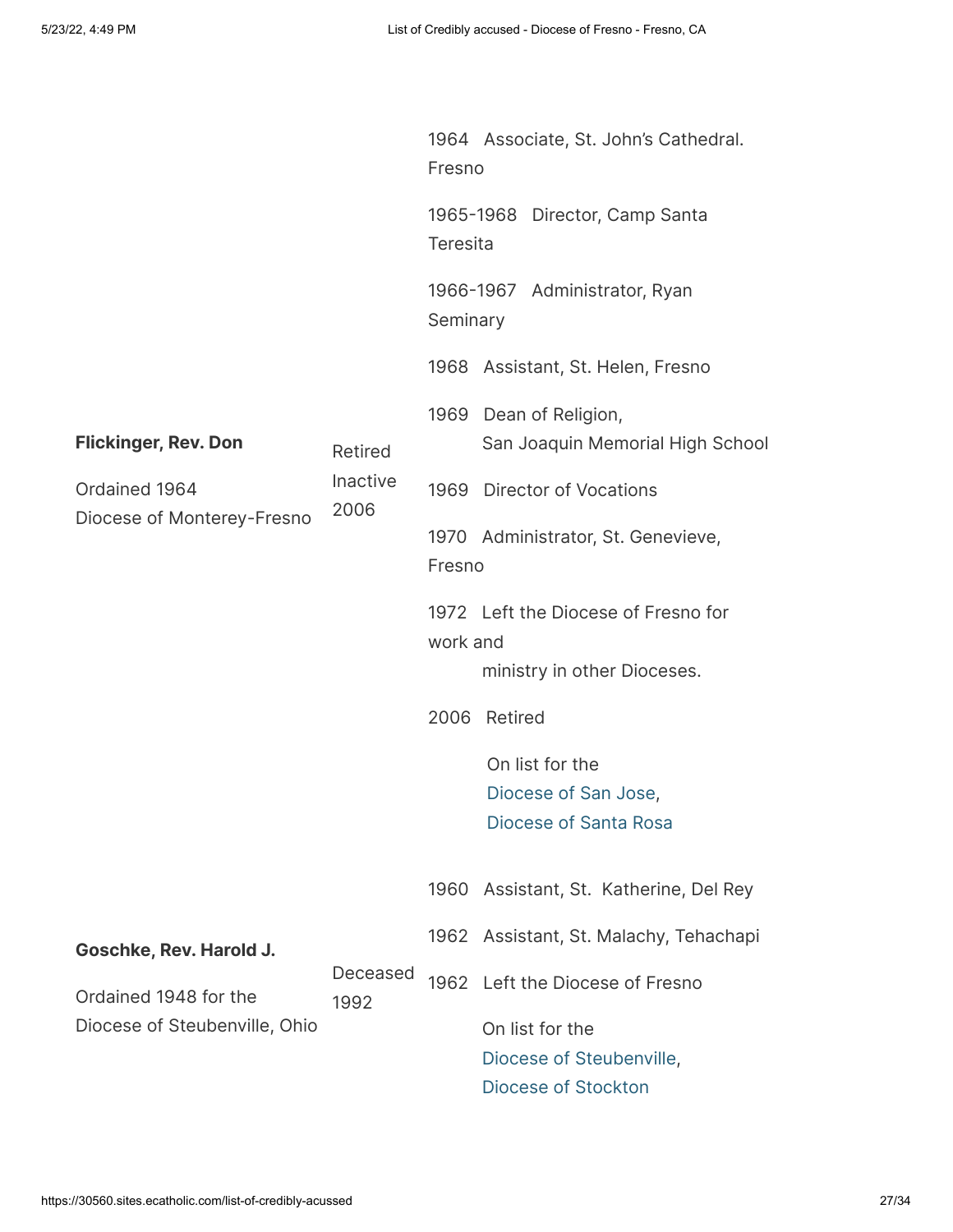| | | |
|---|---|---|
| **Flickinger, Rev. Don**<br><br>Ordained 1964<br>Diocese of Monterey-Fresno | Retired Inactive 2006 | 1964 Associate, St. John's Cathedral. Fresno<br><br>1965-1968 Director, Camp Santa Teresita<br><br>1966-1967 Administrator, Ryan Seminary<br><br>1968 Assistant, St. Helen, Fresno<br><br>1969 Dean of Religion, San Joaquin Memorial High School<br><br>1969 Director of Vocations<br><br>1970 Administrator, St. Genevieve, Fresno<br><br>1972 Left the Diocese of Fresno for work and ministry in other Dioceses.<br><br>2006 Retired<br><br>On list for the Diocese of San Jose, Diocese of Santa Rosa |
| **Goschke, Rev. Harold J.**<br><br>Ordained 1948 for the Diocese of Steubenville, Ohio | Deceased 1992 | 1960 Assistant, St. Katherine, Del Rey<br><br>1962 Assistant, St. Malachy, Tehachapi<br><br>1962 Left the Diocese of Fresno<br><br>On list for the Diocese of Steubenville, Diocese of Stockton |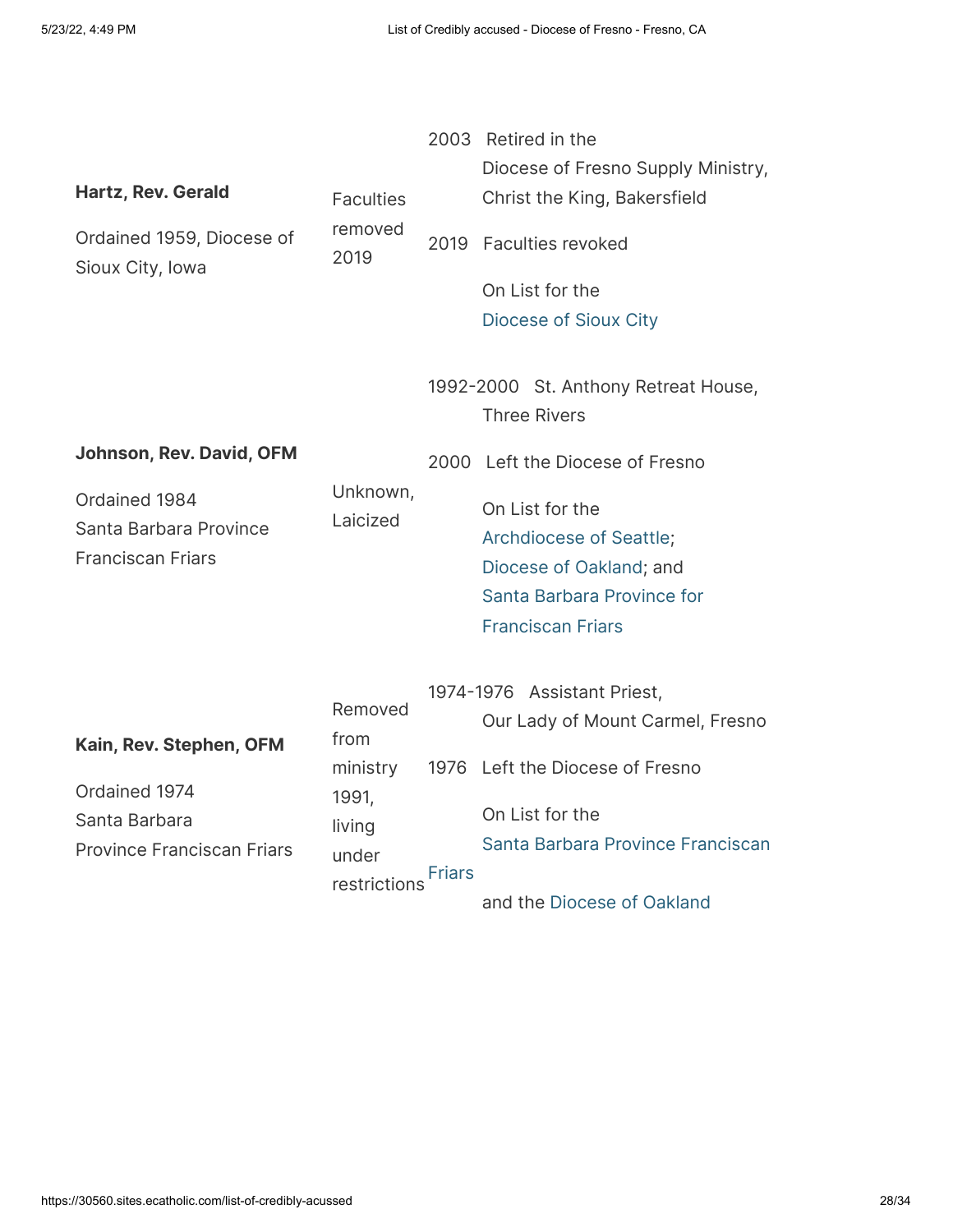| | | |
|---|---|---|
| **Hartz, Rev. Gerald**<br><br>Ordained 1959, Diocese of Sioux City, Iowa | Faculties removed 2019 | 2003 Retired in the Diocese of Fresno Supply Ministry, Christ the King, Bakersfield<br><br>2019 Faculties revoked<br><br>On List for the Diocese of Sioux City |
| **Johnson, Rev. David, OFM**<br><br>Ordained 1984<br>Santa Barbara Province Franciscan Friars | Unknown, Laicized | 1992-2000 St. Anthony Retreat House, Three Rivers<br><br>2000 Left the Diocese of Fresno<br><br>On List for the Archdiocese of Seattle; Diocese of Oakland; and Santa Barbara Province for Franciscan Friars |
| **Kain, Rev. Stephen, OFM**<br><br>Ordained 1974<br>Santa Barbara Province Franciscan Friars | Removed from ministry 1991, living under restrictions | 1974-1976 Assistant Priest, Our Lady of Mount Carmel, Fresno<br><br>1976 Left the Diocese of Fresno<br><br>On List for the Santa Barbara Province Franciscan Friars and the Diocese of Oakland |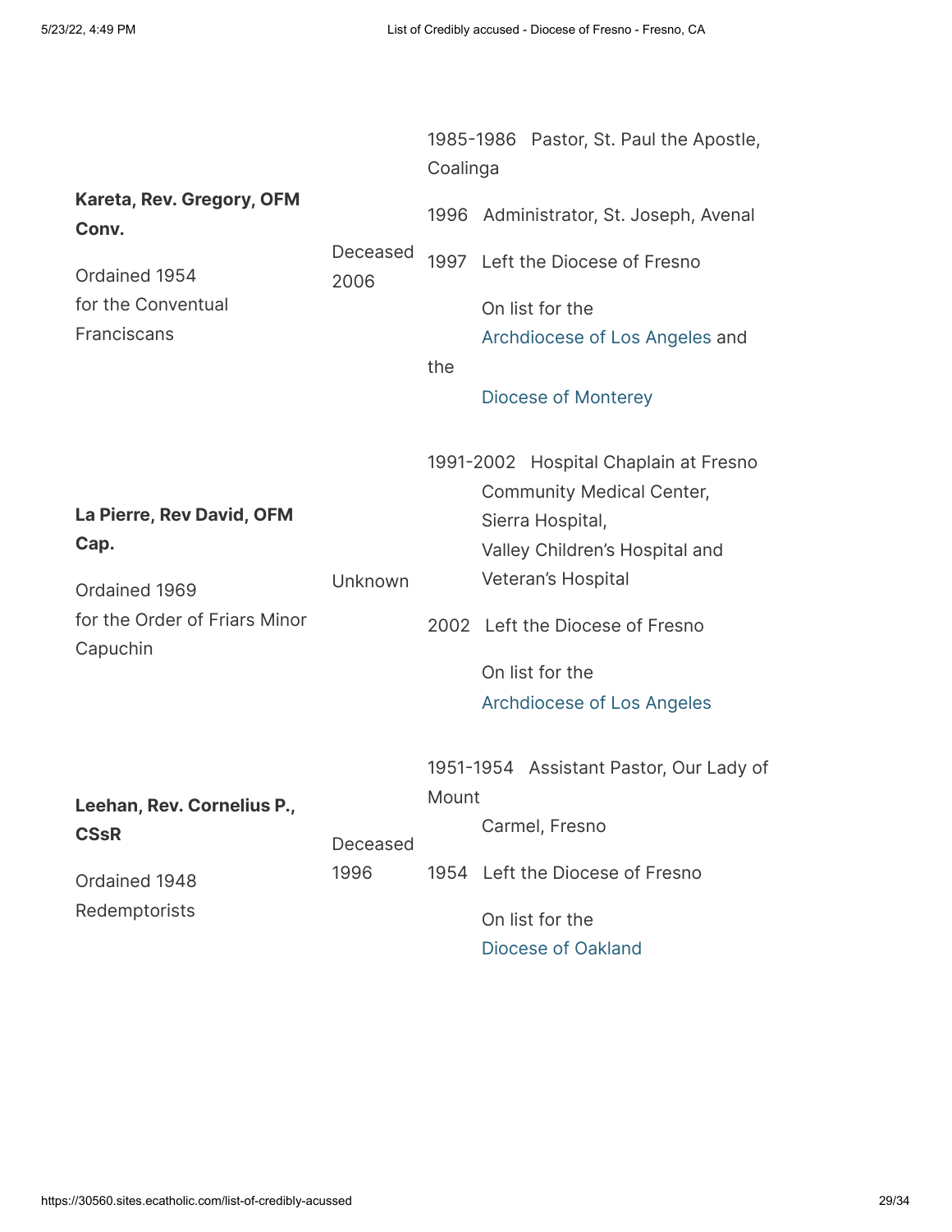| | | |
|---|---|---|
| **Kareta, Rev. Gregory, OFM Conv.**<br><br>Ordained 1954 for the Conventual Franciscans | Deceased 2006 | 1985-1986 Pastor, St. Paul the Apostle, Coalinga<br><br>1996 Administrator, St. Joseph, Avenal<br><br>1997 Left the Diocese of Fresno<br><br>On list for the Archdiocese of Los Angeles and the Diocese of Monterey |
| **La Pierre, Rev David, OFM Cap.**<br><br>Ordained 1969 for the Order of Friars Minor Capuchin | Unknown | 1991-2002 Hospital Chaplain at Fresno Community Medical Center, Sierra Hospital, Valley Children's Hospital and Veteran's Hospital<br><br>2002 Left the Diocese of Fresno<br><br>On list for the Archdiocese of Los Angeles |
| **Leehan, Rev. Cornelius P., CSsR**<br><br>Ordained 1948 Redemptorists | Deceased 1996 | 1951-1954 Assistant Pastor, Our Lady of Mount Carmel, Fresno<br><br>1954 Left the Diocese of Fresno<br><br>On list for the Diocese of Oakland |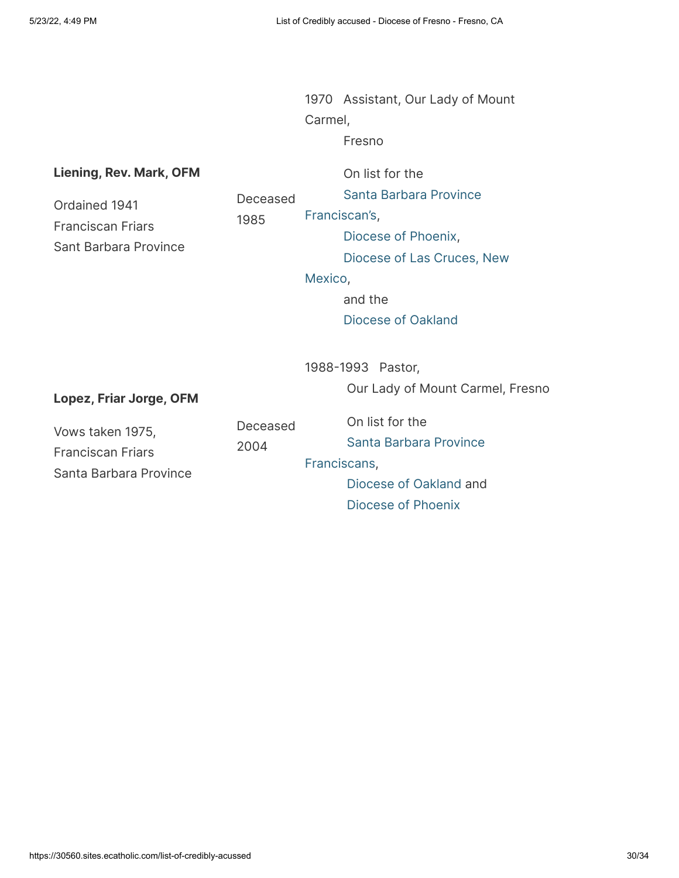| | | |
|---|---|---|
| **Liening, Rev. Mark, OFM**<br><br>Ordained 1941<br>Franciscan Friars<br>Sant Barbara Province | Deceased 1985 | 1970 Assistant, Our Lady of Mount Carmel, Fresno<br><br>On list for the Santa Barbara Province Franciscan's, Diocese of Phoenix, Diocese of Las Cruces, New Mexico, and the Diocese of Oakland |
| **Lopez, Friar Jorge, OFM**<br><br>Vows taken 1975,<br>Franciscan Friars<br>Santa Barbara Province | Deceased 2004 | 1988-1993 Pastor, Our Lady of Mount Carmel, Fresno<br><br>On list for the Santa Barbara Province Franciscans, Diocese of Oakland and Diocese of Phoenix |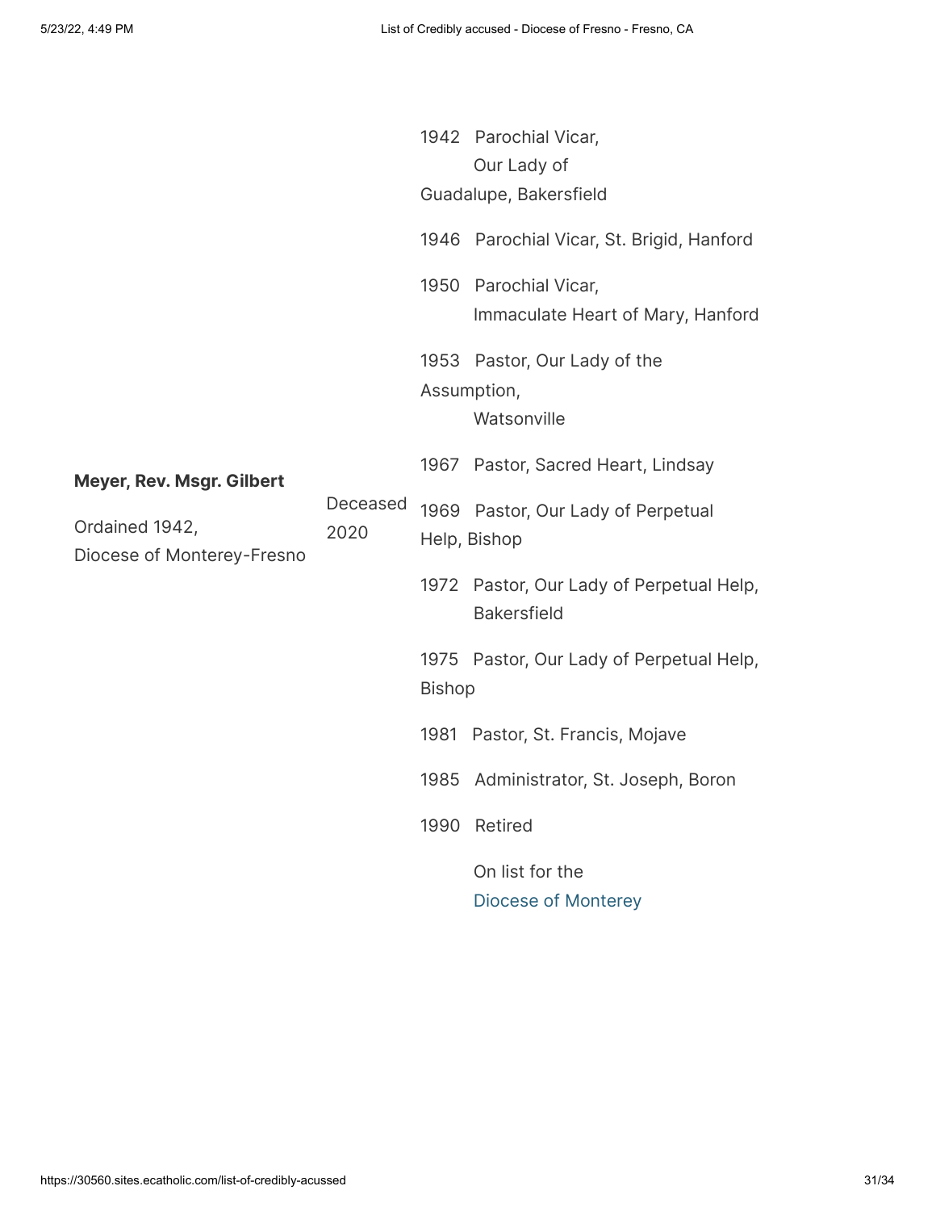| | | |
|---|---|---|
| **Meyer, Rev. Msgr. Gilbert**<br><br>Ordained 1942,<br>Diocese of Monterey-Fresno | Deceased 2020 | 1942 Parochial Vicar, Our Lady of Guadalupe, Bakersfield<br><br>1946 Parochial Vicar, St. Brigid, Hanford<br><br>1950 Parochial Vicar, Immaculate Heart of Mary, Hanford<br><br>1953 Pastor, Our Lady of the Assumption, Watsonville<br><br>1967 Pastor, Sacred Heart, Lindsay<br><br>1969 Pastor, Our Lady of Perpetual Help, Bishop<br><br>1972 Pastor, Our Lady of Perpetual Help, Bakersfield<br><br>1975 Pastor, Our Lady of Perpetual Help, Bishop<br><br>1981 Pastor, St. Francis, Mojave<br><br>1985 Administrator, St. Joseph, Boron<br><br>1990 Retired<br><br>On list for the Diocese of Monterey |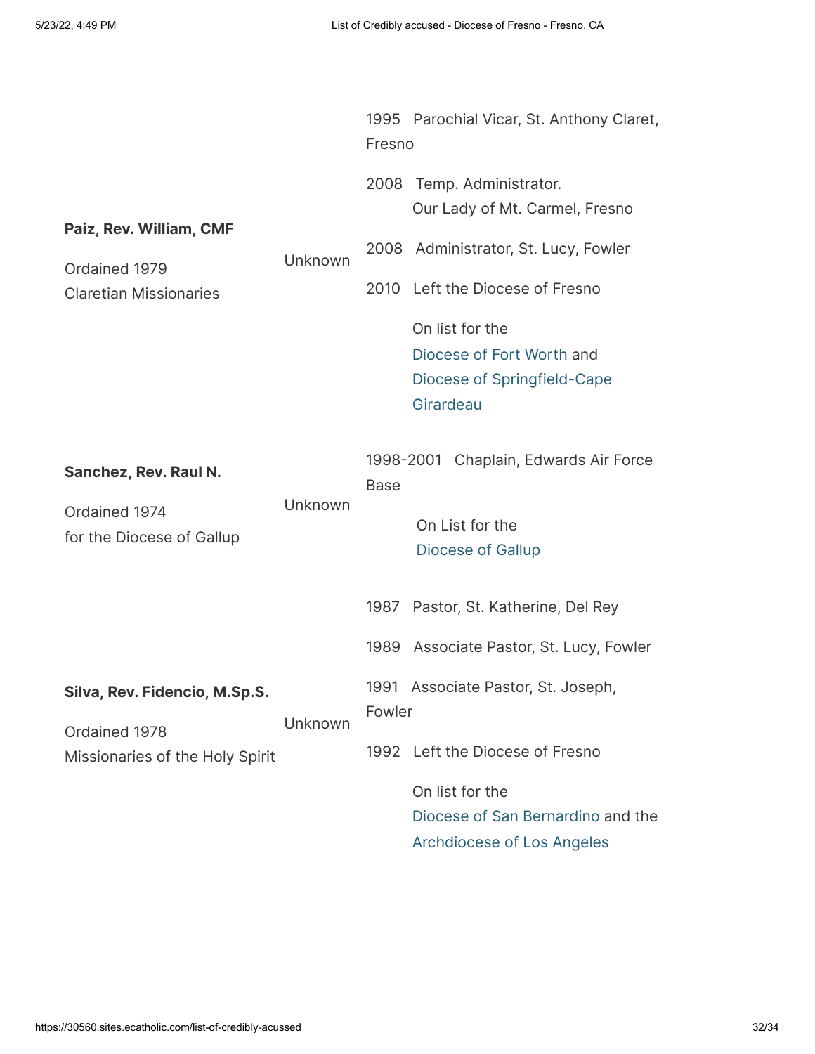| | | |
|---|---|---|
| **Paiz, Rev. William, CMF**<br><br>Ordained 1979<br>Claretian Missionaries | Unknown | 1995 Parochial Vicar, St. Anthony Claret, Fresno<br><br>2008 Temp. Administrator. Our Lady of Mt. Carmel, Fresno<br><br>2008 Administrator, St. Lucy, Fowler<br><br>2010 Left the Diocese of Fresno<br><br>On list for the Diocese of Fort Worth and Diocese of Springfield-Cape Girardeau |
| **Sanchez, Rev. Raul N.**<br><br>Ordained 1974<br>for the Diocese of Gallup | Unknown | 1998-2001 Chaplain, Edwards Air Force Base<br><br>On List for the Diocese of Gallup |
| **Silva, Rev. Fidencio, M.Sp.S.**<br><br>Ordained 1978<br>Missionaries of the Holy Spirit | Unknown | 1987 Pastor, St. Katherine, Del Rey<br><br>1989 Associate Pastor, St. Lucy, Fowler<br><br>1991 Associate Pastor, St. Joseph, Fowler<br><br>1992 Left the Diocese of Fresno<br><br>On list for the Diocese of San Bernardino and the Archdiocese of Los Angeles |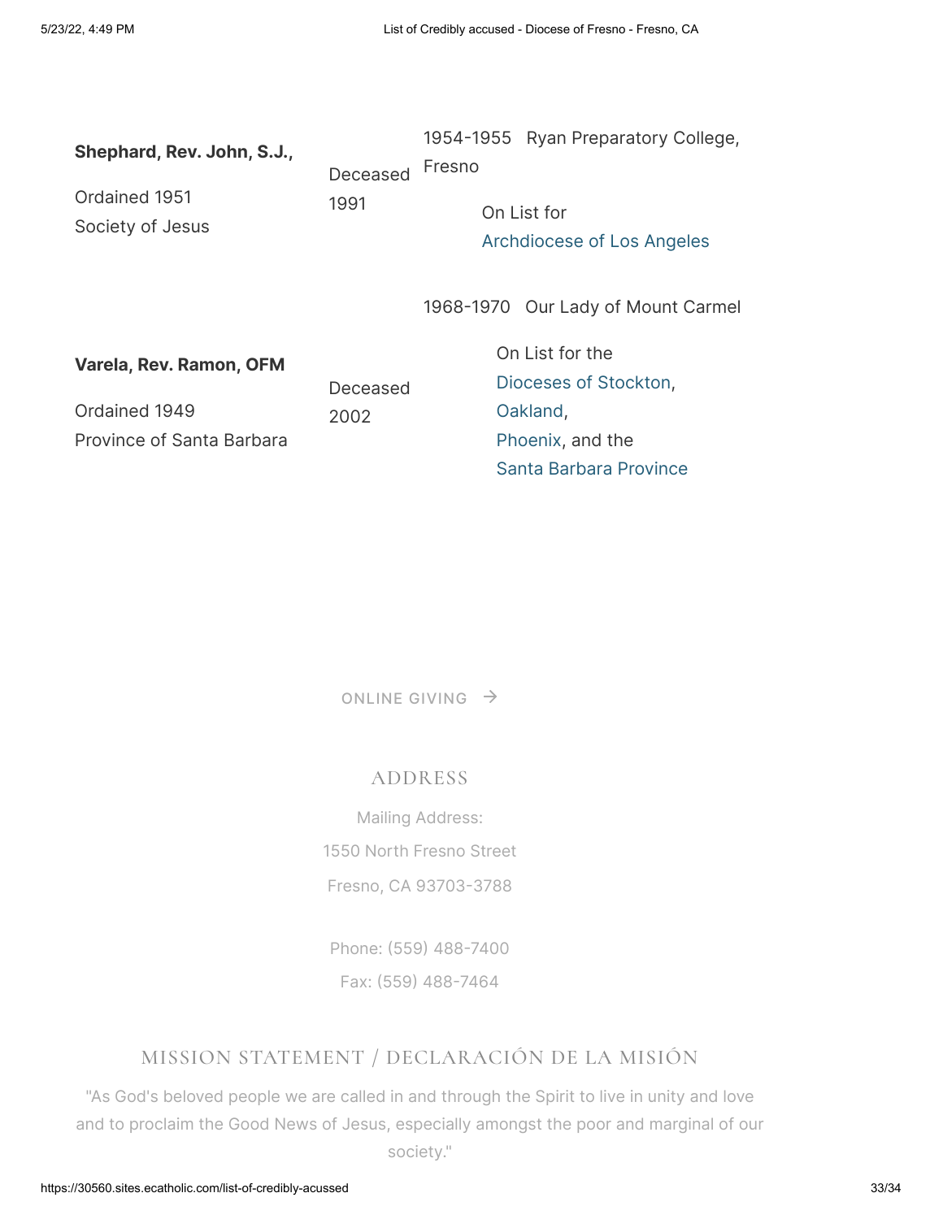| | | |
|---|---|---|
| **Shephard, Rev. John, S.J.,**<br><br>Ordained 1951<br>Society of Jesus | Deceased 1991 | 1954-1955 Ryan Preparatory College, Fresno<br><br>On List for<br>Archdiocese of Los Angeles |
| **Varela, Rev. Ramon, OFM**<br><br>Ordained 1949<br>Province of Santa Barbara | Deceased 2002 | 1968-1970 Our Lady of Mount Carmel<br><br>On List for the<br>Dioceses of Stockton,<br>Oakland,<br>Phoenix, and the<br>Santa Barbara Province |

ONLINE GIVING →

## ADDRESS

Mailing Address:

1550 North Fresno Street

Fresno, CA 93703-3788

Phone: (559) 488-7400

Fax: (559) 488-7464

## MISSION STATEMENT / DECLARACIÓN DE LA MISIÓN

"As God's beloved people we are called in and through the Spirit to live in unity and love and to proclaim the Good News of Jesus, especially amongst the poor and marginal of our society."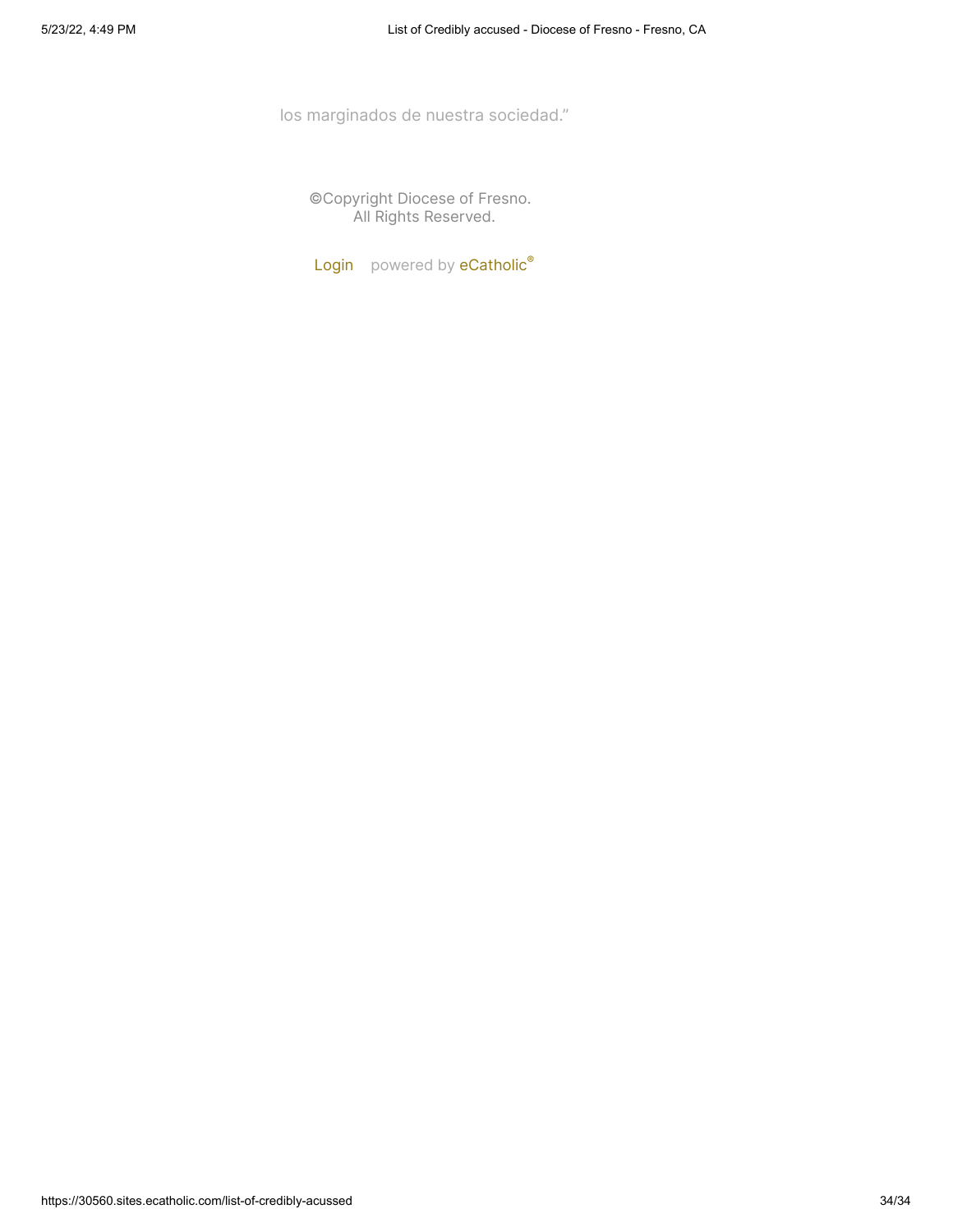los marginados de nuestra sociedad."

©Copyright Diocese of Fresno.
All Rights Reserved.

Login powered by eCatholic®